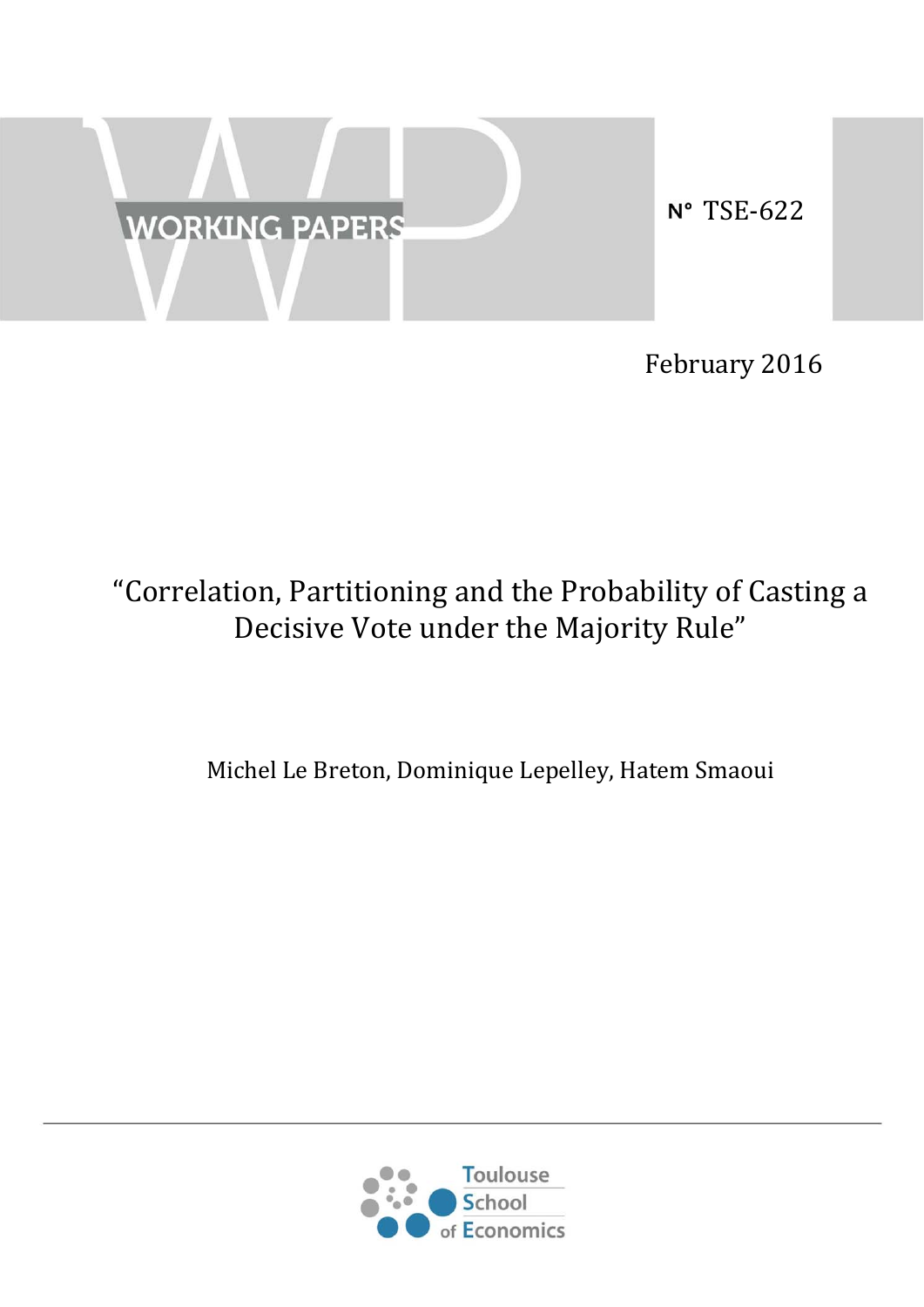WORKING PAPERS

N° TSE-622

February 2016

# "Correlation, Partitioning and the Probability of Casting a Decisive Vote under the Majority Rule"

Michel Le Breton, Dominique Lepelley, Hatem Smaoui

Toulouse School of Economics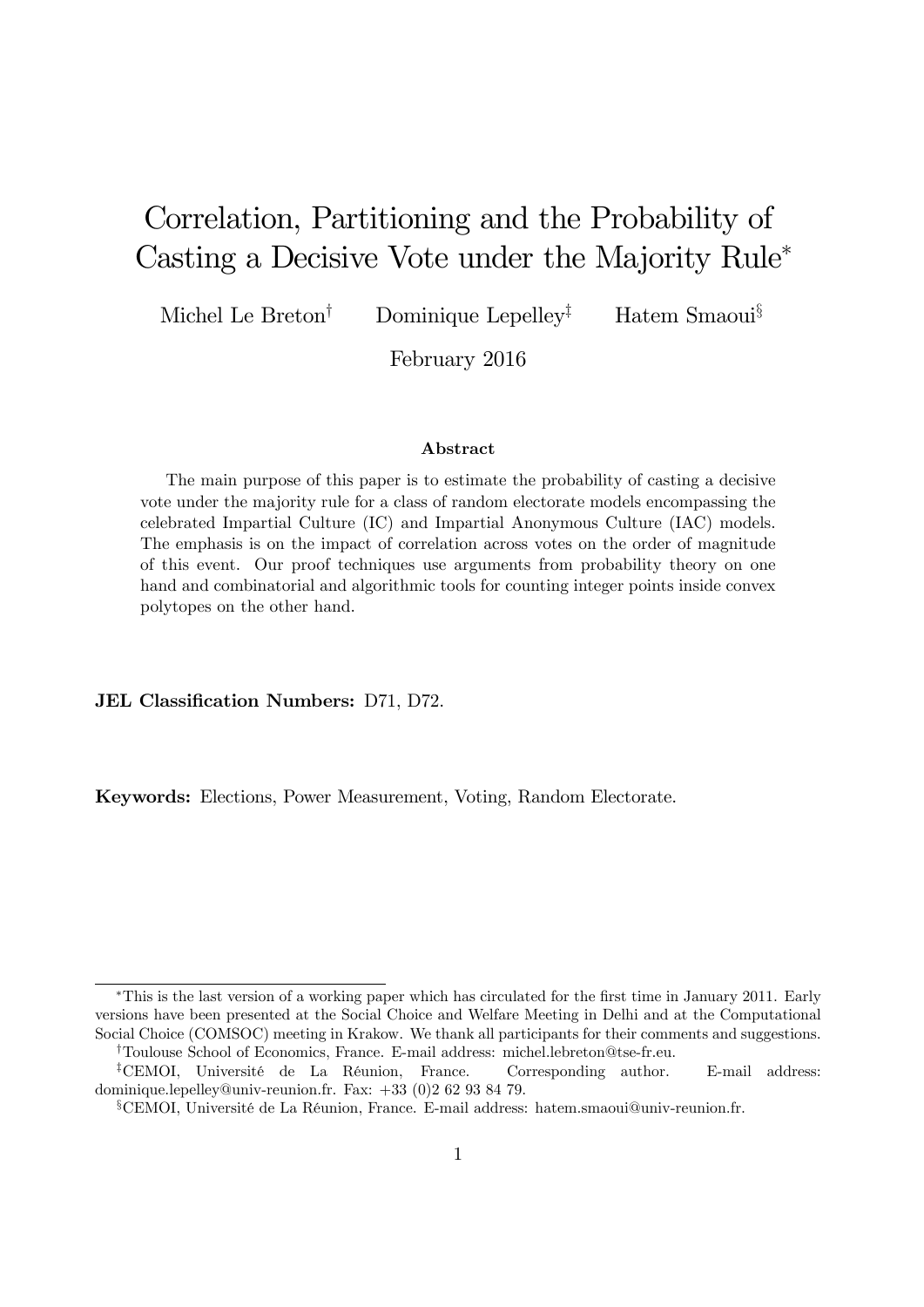# Correlation, Partitioning and the Probability of Casting a Decisive Vote under the Majority Rule*

Michel Le Breton[†] Dominique Lepelley[‡] Hatem Smaoui[§]

February 2016

### Abstract

The main purpose of this paper is to estimate the probability of casting a decisive vote under the majority rule for a class of random electorate models encompassing the celebrated Impartial Culture (IC) and Impartial Anonymous Culture (IAC) models. The emphasis is on the impact of correlation across votes on the order of magnitude of this event. Our proof techniques use arguments from probability theory on one hand and combinatorial and algorithmic tools for counting integer points inside convex polytopes on the other hand.

**JEL Classification Numbers:** D71, D72.

**Keywords:** Elections, Power Measurement, Voting, Random Electorate.

---

*This is the last version of a working paper which has circulated for the first time in January 2011. Early versions have been presented at the Social Choice and Welfare Meeting in Delhi and at the Computational Social Choice (COMSOC) meeting in Krakow. We thank all participants for their comments and suggestions.

[†]Toulouse School of Economics, France. E-mail address: michel.lebreton@tse-fr.eu.

[‡]CEMOI, Université de La Réunion, France. Corresponding author. E-mail address: dominique.lepelley@univ-reunion.fr. Fax: +33 (0)2 62 93 84 79.

[§]CEMOI, Université de La Réunion, France. E-mail address: hatem.smaoui@univ-reunion.fr.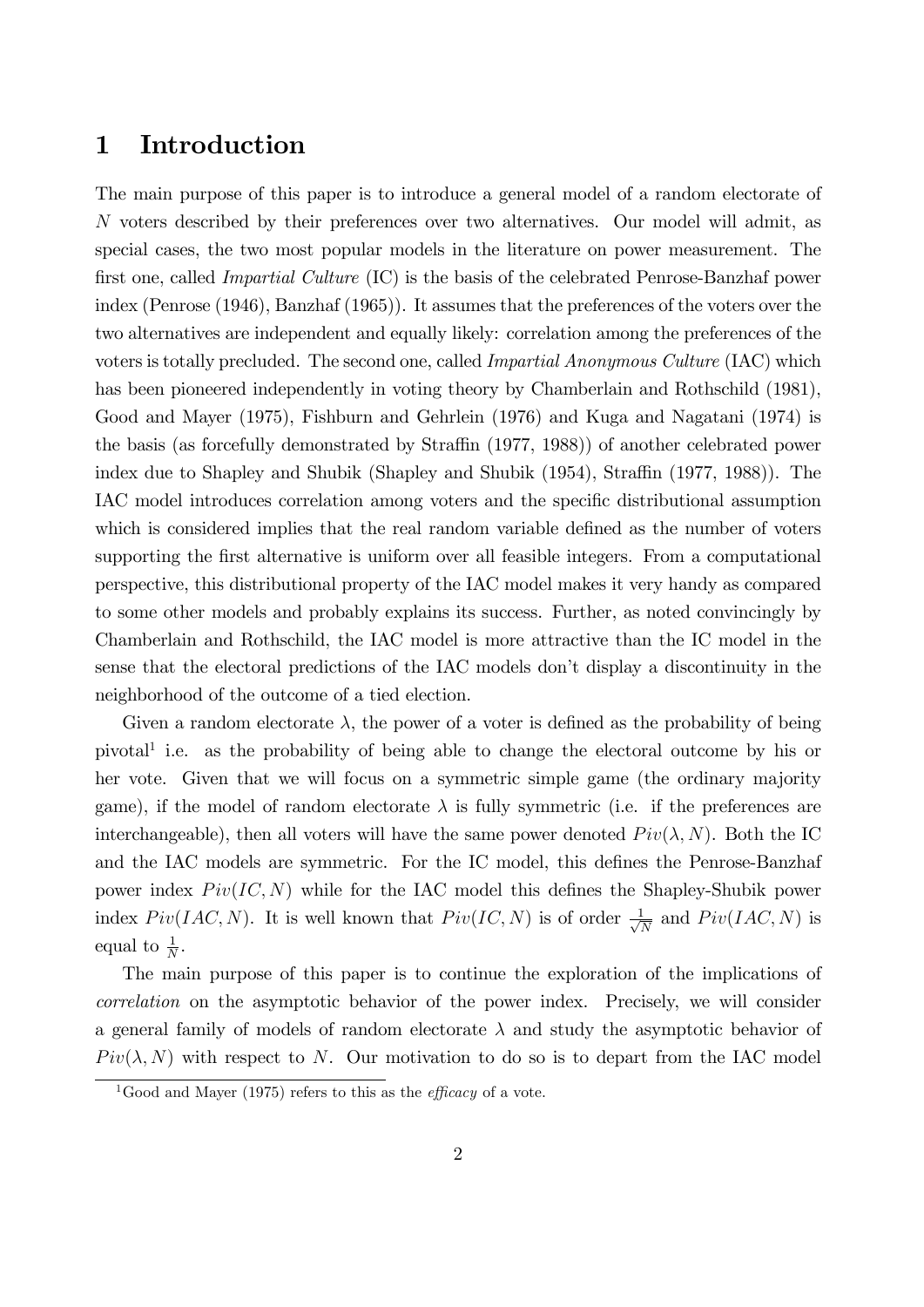# 1 Introduction

The main purpose of this paper is to introduce a general model of a random electorate of $N$ voters described by their preferences over two alternatives. Our model will admit, as special cases, the two most popular models in the literature on power measurement. The first one, called *Impartial Culture* (IC) is the basis of the celebrated Penrose-Banzhaf power index (Penrose (1946), Banzhaf (1965)). It assumes that the preferences of the voters over the two alternatives are independent and equally likely: correlation among the preferences of the voters is totally precluded. The second one, called *Impartial Anonymous Culture* (IAC) which has been pioneered independently in voting theory by Chamberlain and Rothschild (1981), Good and Mayer (1975), Fishburn and Gehrlein (1976) and Kuga and Nagatani (1974) is the basis (as forcefully demonstrated by Straffin (1977, 1988)) of another celebrated power index due to Shapley and Shubik (Shapley and Shubik (1954), Straffin (1977, 1988)). The IAC model introduces correlation among voters and the specific distributional assumption which is considered implies that the real random variable defined as the number of voters supporting the first alternative is uniform over all feasible integers. From a computational perspective, this distributional property of the IAC model makes it very handy as compared to some other models and probably explains its success. Further, as noted convincingly by Chamberlain and Rothschild, the IAC model is more attractive than the IC model in the sense that the electoral predictions of the IAC models don't display a discontinuity in the neighborhood of the outcome of a tied election.

Given a random electorate $\lambda$, the power of a voter is defined as the probability of being pivotal[1] i.e. as the probability of being able to change the electoral outcome by his or her vote. Given that we will focus on a symmetric simple game (the ordinary majority game), if the model of random electorate $\lambda$ is fully symmetric (i.e. if the preferences are interchangeable), then all voters will have the same power denoted $Piv(\lambda, N)$. Both the IC and the IAC models are symmetric. For the IC model, this defines the Penrose-Banzhaf power index $Piv(IC, N)$ while for the IAC model this defines the Shapley-Shubik power index $Piv(IAC, N)$. It is well known that $Piv(IC, N)$ is of order $\frac{1}{\sqrt{N}}$ and $Piv(IAC, N)$ is equal to $\frac{1}{N}$.

The main purpose of this paper is to continue the exploration of the implications of *correlation* on the asymptotic behavior of the power index. Precisely, we will consider a general family of models of random electorate $\lambda$ and study the asymptotic behavior of $Piv(\lambda, N)$ with respect to $N$. Our motivation to do so is to depart from the IAC model

[1] Good and Mayer (1975) refers to this as the *efficacy* of a vote.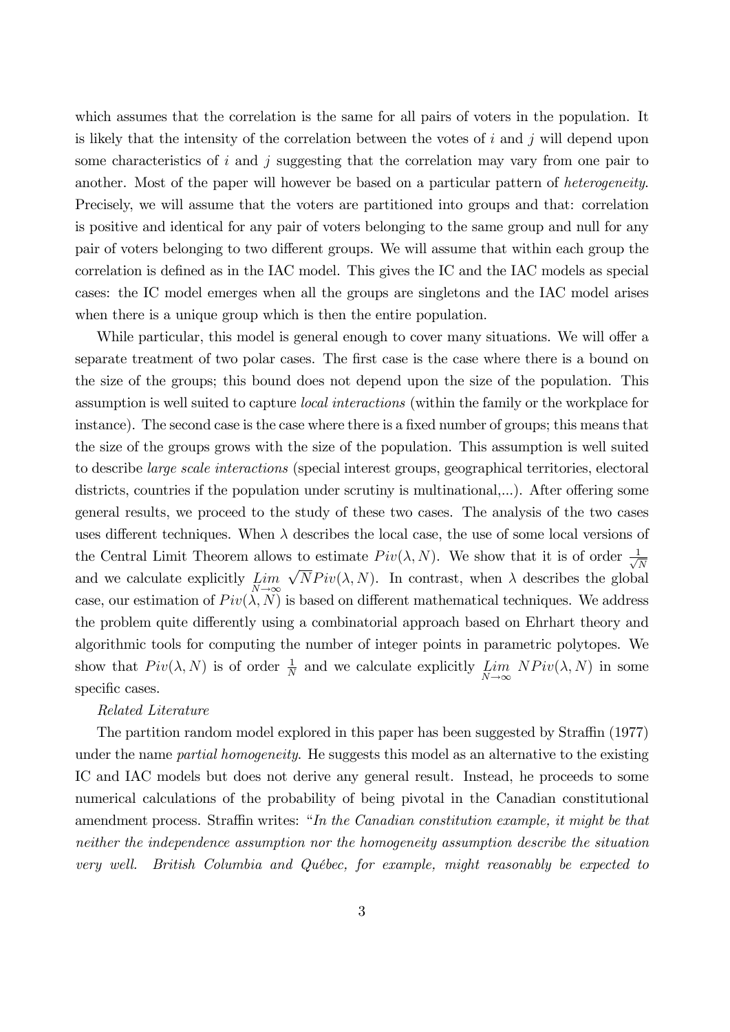which assumes that the correlation is the same for all pairs of voters in the population. It is likely that the intensity of the correlation between the votes of $i$ and $j$ will depend upon some characteristics of $i$ and $j$ suggesting that the correlation may vary from one pair to another. Most of the paper will however be based on a particular pattern of *heterogeneity*. Precisely, we will assume that the voters are partitioned into groups and that: correlation is positive and identical for any pair of voters belonging to the same group and null for any pair of voters belonging to two different groups. We will assume that within each group the correlation is defined as in the IAC model. This gives the IC and the IAC models as special cases: the IC model emerges when all the groups are singletons and the IAC model arises when there is a unique group which is then the entire population.

While particular, this model is general enough to cover many situations. We will offer a separate treatment of two polar cases. The first case is the case where there is a bound on the size of the groups; this bound does not depend upon the size of the population. This assumption is well suited to capture *local interactions* (within the family or the workplace for instance). The second case is the case where there is a fixed number of groups; this means that the size of the groups grows with the size of the population. This assumption is well suited to describe *large scale interactions* (special interest groups, geographical territories, electoral districts, countries if the population under scrutiny is multinational,...). After offering some general results, we proceed to the study of these two cases. The analysis of the two cases uses different techniques. When $\lambda$ describes the local case, the use of some local versions of the Central Limit Theorem allows to estimate $Piv(\lambda, N)$. We show that it is of order $\frac{1}{\sqrt{N}}$ and we calculate explicitly $\underset{N\to\infty}{Lim}\ \sqrt{N}Piv(\lambda, N)$. In contrast, when $\lambda$ describes the global case, our estimation of $Piv(\lambda, N)$ is based on different mathematical techniques. We address the problem quite differently using a combinatorial approach based on Ehrhart theory and algorithmic tools for computing the number of integer points in parametric polytopes. We show that $Piv(\lambda, N)$ is of order $\frac{1}{N}$ and we calculate explicitly $\underset{N\to\infty}{Lim}\ NPiv(\lambda, N)$ in some specific cases.

*Related Literature*

The partition random model explored in this paper has been suggested by Straffin (1977) under the name *partial homogeneity*. He suggests this model as an alternative to the existing IC and IAC models but does not derive any general result. Instead, he proceeds to some numerical calculations of the probability of being pivotal in the Canadian constitutional amendment process. Straffin writes: "*In the Canadian constitution example, it might be that neither the independence assumption nor the homogeneity assumption describe the situation very well. British Columbia and Québec, for example, might reasonably be expected to*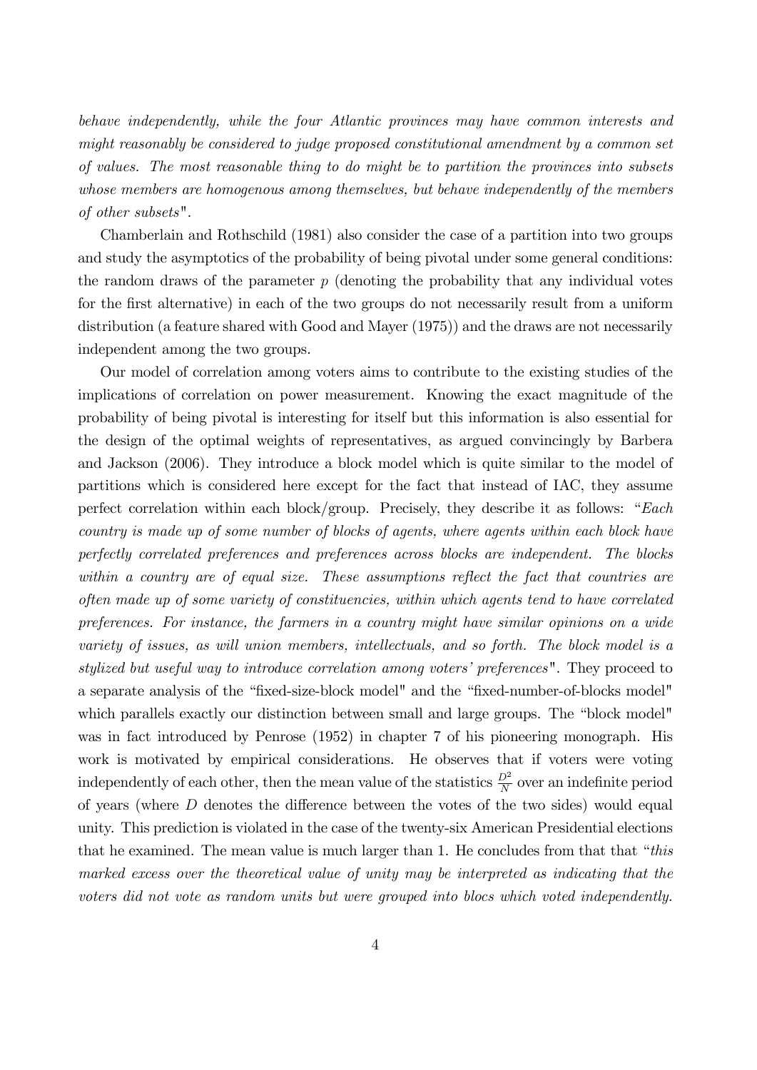*behave independently, while the four Atlantic provinces may have common interests and might reasonably be considered to judge proposed constitutional amendment by a common set of values. The most reasonable thing to do might be to partition the provinces into subsets whose members are homogenous among themselves, but behave independently of the members of other subsets*".

Chamberlain and Rothschild (1981) also consider the case of a partition into two groups and study the asymptotics of the probability of being pivotal under some general conditions: the random draws of the parameter $p$ (denoting the probability that any individual votes for the first alternative) in each of the two groups do not necessarily result from a uniform distribution (a feature shared with Good and Mayer (1975)) and the draws are not necessarily independent among the two groups.

Our model of correlation among voters aims to contribute to the existing studies of the implications of correlation on power measurement. Knowing the exact magnitude of the probability of being pivotal is interesting for itself but this information is also essential for the design of the optimal weights of representatives, as argued convincingly by Barbera and Jackson (2006). They introduce a block model which is quite similar to the model of partitions which is considered here except for the fact that instead of IAC, they assume perfect correlation within each block/group. Precisely, they describe it as follows: "*Each country is made up of some number of blocks of agents, where agents within each block have perfectly correlated preferences and preferences across blocks are independent. The blocks within a country are of equal size. These assumptions reflect the fact that countries are often made up of some variety of constituencies, within which agents tend to have correlated preferences. For instance, the farmers in a country might have similar opinions on a wide variety of issues, as will union members, intellectuals, and so forth. The block model is a stylized but useful way to introduce correlation among voters' preferences*". They proceed to a separate analysis of the "fixed-size-block model" and the "fixed-number-of-blocks model" which parallels exactly our distinction between small and large groups. The "block model" was in fact introduced by Penrose (1952) in chapter 7 of his pioneering monograph. His work is motivated by empirical considerations. He observes that if voters were voting independently of each other, then the mean value of the statistics $\frac{D^2}{N}$ over an indefinite period of years (where $D$ denotes the difference between the votes of the two sides) would equal unity. This prediction is violated in the case of the twenty-six American Presidential elections that he examined. The mean value is much larger than 1. He concludes from that that "*this marked excess over the theoretical value of unity may be interpreted as indicating that the voters did not vote as random units but were grouped into blocs which voted independently.*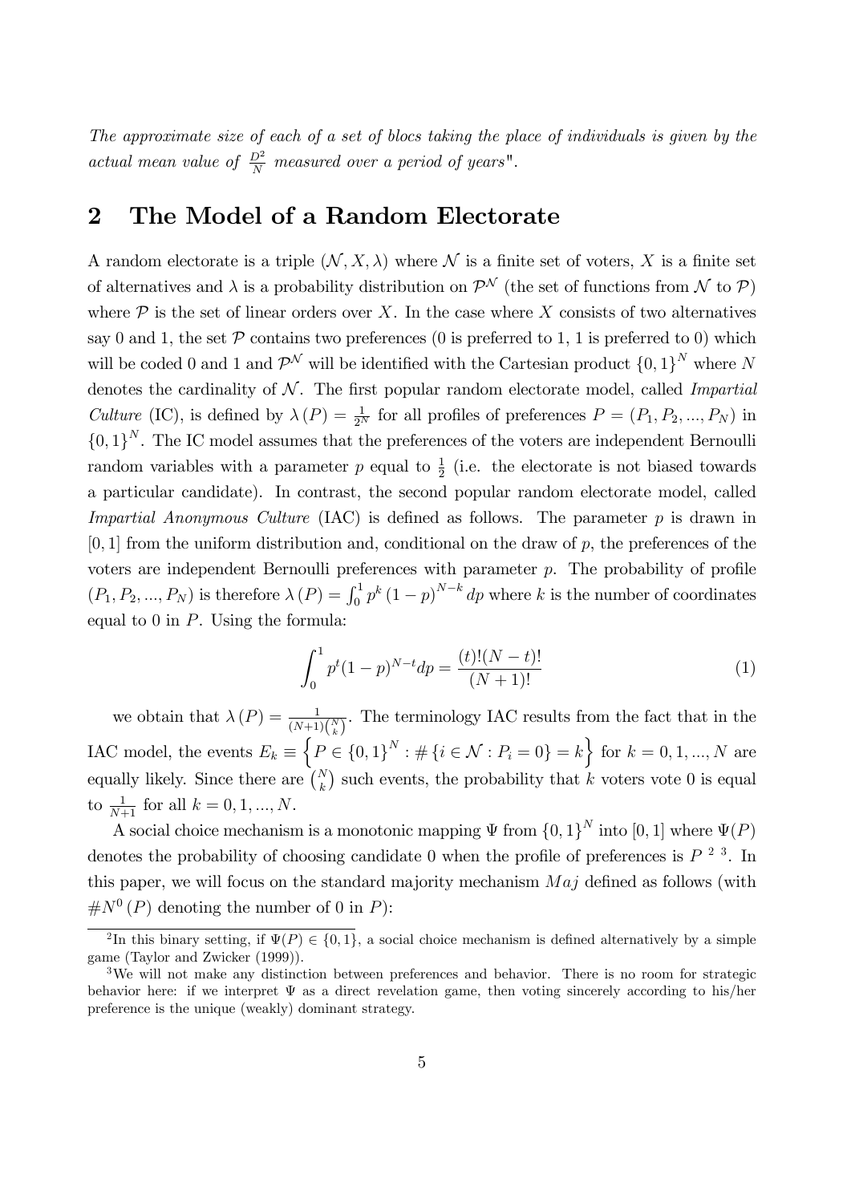*The approximate size of each of a set of blocs taking the place of individuals is given by the actual mean value of $\frac{D^2}{N}$ measured over a period of years*".

## 2 The Model of a Random Electorate

A random electorate is a triple $(\mathcal{N}, X, \lambda)$ where $\mathcal{N}$ is a finite set of voters, $X$ is a finite set of alternatives and $\lambda$ is a probability distribution on $\mathcal{P}^{\mathcal{N}}$ (the set of functions from $\mathcal{N}$ to $\mathcal{P}$) where $\mathcal{P}$ is the set of linear orders over $X$. In the case where $X$ consists of two alternatives say 0 and 1, the set $\mathcal{P}$ contains two preferences (0 is preferred to 1, 1 is preferred to 0) which will be coded 0 and 1 and $\mathcal{P}^{\mathcal{N}}$ will be identified with the Cartesian product $\{0,1\}^N$ where $N$ denotes the cardinality of $\mathcal{N}$. The first popular random electorate model, called *Impartial Culture* (IC), is defined by $\lambda(P) = \frac{1}{2^N}$ for all profiles of preferences $P = (P_1, P_2, ..., P_N)$ in $\{0,1\}^N$. The IC model assumes that the preferences of the voters are independent Bernoulli random variables with a parameter $p$ equal to $\frac{1}{2}$ (i.e. the electorate is not biased towards a particular candidate). In contrast, the second popular random electorate model, called *Impartial Anonymous Culture* (IAC) is defined as follows. The parameter $p$ is drawn in $[0,1]$ from the uniform distribution and, conditional on the draw of $p$, the preferences of the voters are independent Bernoulli preferences with parameter $p$. The probability of profile $(P_1, P_2, ..., P_N)$ is therefore $\lambda(P) = \int_0^1 p^k (1-p)^{N-k} dp$ where $k$ is the number of coordinates equal to 0 in $P$. Using the formula:

$$\int_0^1 p^t (1-p)^{N-t} dp = \frac{(t)!(N-t)!}{(N+1)!} \tag{1}$$

we obtain that $\lambda(P) = \frac{1}{(N+1)\binom{N}{k}}$. The terminology IAC results from the fact that in the IAC model, the events $E_k \equiv \left\{P \in \{0,1\}^N : \#\{i \in \mathcal{N} : P_i = 0\} = k\right\}$ for $k = 0, 1, ..., N$ are equally likely. Since there are $\binom{N}{k}$ such events, the probability that $k$ voters vote 0 is equal to $\frac{1}{N+1}$ for all $k = 0, 1, ..., N$.

A social choice mechanism is a monotonic mapping $\Psi$ from $\{0,1\}^N$ into $[0,1]$ where $\Psi(P)$ denotes the probability of choosing candidate 0 when the profile of preferences is $P$ [2] [3]. In this paper, we will focus on the standard majority mechanism $Maj$ defined as follows (with $\#N^0(P)$ denoting the number of 0 in $P$):

[2] In this binary setting, if $\Psi(P) \in \{0,1\}$, a social choice mechanism is defined alternatively by a simple game (Taylor and Zwicker (1999)).

[3] We will not make any distinction between preferences and behavior. There is no room for strategic behavior here: if we interpret $\Psi$ as a direct revelation game, then voting sincerely according to his/her preference is the unique (weakly) dominant strategy.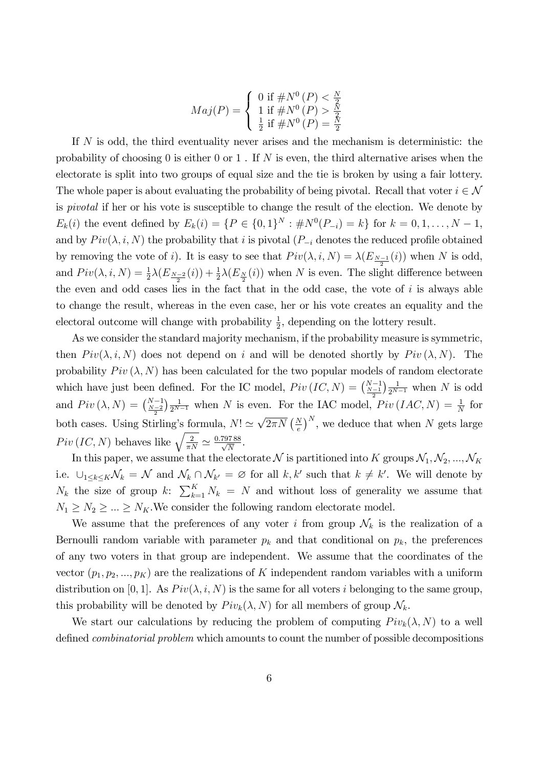$$Maj(P) = \begin{cases} 0 \text{ if } \#N^0(P) < \frac{N}{2} \\ 1 \text{ if } \#N^0(P) > \frac{N}{2} \\ \frac{1}{2} \text{ if } \#N^0(P) = \frac{N}{2} \end{cases}$$

If $N$ is odd, the third eventuality never arises and the mechanism is deterministic: the probability of choosing 0 is either 0 or 1 . If $N$ is even, the third alternative arises when the electorate is split into two groups of equal size and the tie is broken by using a fair lottery. The whole paper is about evaluating the probability of being pivotal. Recall that voter $i \in \mathcal{N}$ is *pivotal* if her or his vote is susceptible to change the result of the election. We denote by $E_k(i)$ the event defined by $E_k(i) = \{P \in \{0,1\}^N : \#N^0(P_{-i}) = k\}$ for $k = 0, 1, \ldots, N-1$, and by $Piv(\lambda, i, N)$ the probability that $i$ is pivotal ($P_{-i}$ denotes the reduced profile obtained by removing the vote of $i$). It is easy to see that $Piv(\lambda, i, N) = \lambda(E_{\frac{N-1}{2}}(i))$ when $N$ is odd, and $Piv(\lambda, i, N) = \frac{1}{2}\lambda(E_{\frac{N-2}{2}}(i)) + \frac{1}{2}\lambda(E_{\frac{N}{2}}(i))$ when $N$ is even. The slight difference between the even and odd cases lies in the fact that in the odd case, the vote of $i$ is always able to change the result, whereas in the even case, her or his vote creates an equality and the electoral outcome will change with probability $\frac{1}{2}$, depending on the lottery result.

As we consider the standard majority mechanism, if the probability measure is symmetric, then $Piv(\lambda, i, N)$ does not depend on $i$ and will be denoted shortly by $Piv(\lambda, N)$. The probability $Piv(\lambda, N)$ has been calculated for the two popular models of random electorate which have just been defined. For the IC model, $Piv(IC, N) = \binom{N-1}{\frac{N-1}{2}}\frac{1}{2^{N-1}}$ when $N$ is odd and $Piv(\lambda, N) = \binom{N-1}{\frac{N-2}{2}}\frac{1}{2^{N-1}}$ when $N$ is even. For the IAC model, $Piv(IAC, N) = \frac{1}{N}$ for both cases. Using Stirling's formula, $N! \simeq \sqrt{2\pi N}\left(\frac{N}{e}\right)^N$, we deduce that when $N$ gets large $Piv(IC, N)$ behaves like $\sqrt{\frac{2}{\pi N}} \simeq \frac{0.797\,88}{\sqrt{N}}$.

In this paper, we assume that the electorate $\mathcal{N}$ is partitioned into $K$ groups $\mathcal{N}_1, \mathcal{N}_2, ..., \mathcal{N}_K$ i.e. $\cup_{1\leq k\leq K}\mathcal{N}_k = \mathcal{N}$ and $\mathcal{N}_k \cap \mathcal{N}_{k'} = \varnothing$ for all $k, k'$ such that $k \neq k'$. We will denote by $N_k$ the size of group $k$: $\sum_{k=1}^{K} N_k = N$ and without loss of generality we assume that $N_1 \geq N_2 \geq ... \geq N_K$.We consider the following random electorate model.

We assume that the preferences of any voter $i$ from group $\mathcal{N}_k$ is the realization of a Bernoulli random variable with parameter $p_k$ and that conditional on $p_k$, the preferences of any two voters in that group are independent. We assume that the coordinates of the vector $(p_1, p_2, ..., p_K)$ are the realizations of $K$ independent random variables with a uniform distribution on $[0, 1]$. As $Piv(\lambda, i, N)$ is the same for all voters $i$ belonging to the same group, this probability will be denoted by $Piv_k(\lambda, N)$ for all members of group $\mathcal{N}_k$.

We start our calculations by reducing the problem of computing $Piv_k(\lambda, N)$ to a well defined *combinatorial problem* which amounts to count the number of possible decompositions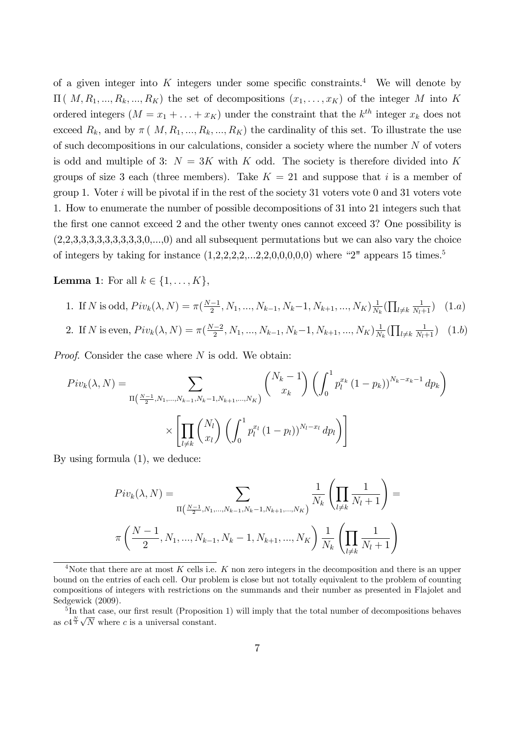of a given integer into $K$ integers under some specific constraints.[4] We will denote by $\Pi(\, M, R_1, ..., R_k, ..., R_K)$ the set of decompositions $(x_1, \ldots, x_K)$ of the integer $M$ into $K$ ordered integers $(M = x_1 + \ldots + x_K)$ under the constraint that the $k^{th}$ integer $x_k$ does not exceed $R_k$, and by $\pi(\, M, R_1, ..., R_k, ..., R_K)$ the cardinality of this set. To illustrate the use of such decompositions in our calculations, consider a society where the number $N$ of voters is odd and multiple of 3: $N = 3K$ with $K$ odd. The society is therefore divided into $K$ groups of size 3 each (three members). Take $K = 21$ and suppose that $i$ is a member of group 1. Voter $i$ will be pivotal if in the rest of the society 31 voters vote 0 and 31 voters vote 1. How to enumerate the number of possible decompositions of 31 into 21 integers such that the first one cannot exceed 2 and the other twenty ones cannot exceed 3? One possibility is (2,2,3,3,3,3,3,3,3,3,3,0,...,0) and all subsequent permutations but we can also vary the choice of integers by taking for instance (1,2,2,2,2,...2,2,0,0,0,0,0) where "2" appears 15 times.[5]

**Lemma 1**: For all $k \in \{1, \ldots, K\}$,

1. If $N$ is odd, $Piv_k(\lambda, N) = \pi(\frac{N-1}{2}, N_1, ..., N_{k-1}, N_k - 1, N_{k+1}, ..., N_K)\frac{1}{N_k}(\prod_{l \neq k} \frac{1}{N_l+1})$ (1.a)
2. If $N$ is even, $Piv_k(\lambda, N) = \pi(\frac{N-2}{2}, N_1, ..., N_{k-1}, N_k - 1, N_{k+1}, ..., N_K)\frac{1}{N_k}(\prod_{l \neq k} \frac{1}{N_l+1})$ (1.b)

*Proof.* Consider the case where $N$ is odd. We obtain:

$$Piv_k(\lambda, N) = \sum_{\Pi\left(\frac{N-1}{2}, N_1, ..., N_{k-1}, N_k-1, N_{k+1}, ..., N_K\right)} \binom{N_k - 1}{x_k} \left( \int_0^1 p_l^{x_k} (1 - p_k))^{N_k - x_k - 1} dp_k \right)$$

$$\times \left[ \prod_{l \neq k} \binom{N_l}{x_l} \left( \int_0^1 p_l^{x_l} (1 - p_l))^{N_l - x_l} dp_l \right) \right]$$

By using formula (1), we deduce:

$$Piv_k(\lambda, N) = \sum_{\Pi\left(\frac{N-1}{2}, N_1, ..., N_{k-1}, N_k-1, N_{k+1}, ..., N_K\right)} \frac{1}{N_k} \left( \prod_{l \neq k} \frac{1}{N_l + 1} \right) =$$

$$\pi\left(\frac{N-1}{2}, N_1, ..., N_{k-1}, N_k - 1, N_{k+1}, ..., N_K\right) \frac{1}{N_k} \left( \prod_{l \neq k} \frac{1}{N_l + 1} \right)$$

---

[4] Note that there are at most $K$ cells i.e. $K$ non zero integers in the decomposition and there is an upper bound on the entries of each cell. Our problem is close but not totally equivalent to the problem of counting compositions of integers with restrictions on the summands and their number as presented in Flajolet and Sedgewick (2009).

[5] In that case, our first result (Proposition 1) will imply that the total number of decompositions behaves as $c4^{\frac{N}{3}}\sqrt{N}$ where $c$ is a universal constant.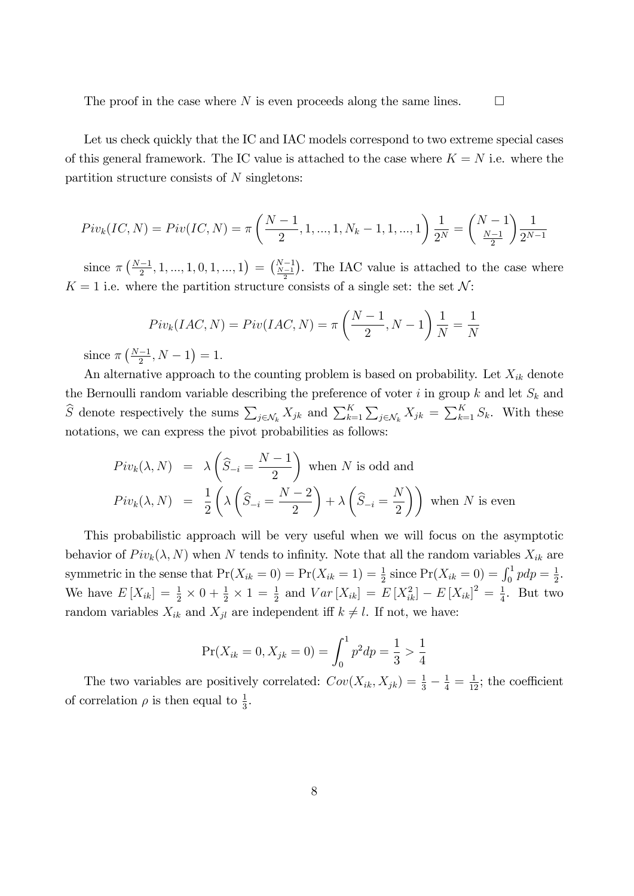The proof in the case where $N$ is even proceeds along the same lines. $\square$

Let us check quickly that the IC and IAC models correspond to two extreme special cases of this general framework. The IC value is attached to the case where $K = N$ i.e. where the partition structure consists of $N$ singletons:

$$Piv_k(IC, N) = Piv(IC, N) = \pi\left(\frac{N-1}{2}, 1, ..., 1, N_k - 1, 1, ..., 1\right)\frac{1}{2^N} = \binom{N-1}{\frac{N-1}{2}}\frac{1}{2^{N-1}}$$

since $\pi\left(\frac{N-1}{2}, 1, ..., 1, 0, 1, ..., 1\right) = \binom{N-1}{\frac{N-1}{2}}$. The IAC value is attached to the case where $K = 1$ i.e. where the partition structure consists of a single set: the set $\mathcal{N}$:

$$Piv_k(IAC, N) = Piv(IAC, N) = \pi\left(\frac{N-1}{2}, N-1\right)\frac{1}{N} = \frac{1}{N}$$

since $\pi\left(\frac{N-1}{2}, N-1\right) = 1$.

An alternative approach to the counting problem is based on probability. Let $X_{ik}$ denote the Bernoulli random variable describing the preference of voter $i$ in group $k$ and let $S_k$ and $\widehat{S}$ denote respectively the sums $\sum_{j\in\mathcal{N}_k} X_{jk}$ and $\sum_{k=1}^{K}\sum_{j\in\mathcal{N}_k} X_{jk} = \sum_{k=1}^{K} S_k$. With these notations, we can express the pivot probabilities as follows:

$$Piv_k(\lambda, N) = \lambda\left(\widehat{S}_{-i} = \frac{N-1}{2}\right) \text{ when } N \text{ is odd and}$$

$$Piv_k(\lambda, N) = \frac{1}{2}\left(\lambda\left(\widehat{S}_{-i} = \frac{N-2}{2}\right) + \lambda\left(\widehat{S}_{-i} = \frac{N}{2}\right)\right) \text{ when } N \text{ is even}$$

This probabilistic approach will be very useful when we will focus on the asymptotic behavior of $Piv_k(\lambda, N)$ when $N$ tends to infinity. Note that all the random variables $X_{ik}$ are symmetric in the sense that $\Pr(X_{ik} = 0) = \Pr(X_{ik} = 1) = \frac{1}{2}$ since $\Pr(X_{ik} = 0) = \int_0^1 p\,dp = \frac{1}{2}$. We have $E[X_{ik}] = \frac{1}{2} \times 0 + \frac{1}{2} \times 1 = \frac{1}{2}$ and $Var[X_{ik}] = E[X_{ik}^2] - E[X_{ik}]^2 = \frac{1}{4}$. But two random variables $X_{ik}$ and $X_{jl}$ are independent iff $k \neq l$. If not, we have:

$$\Pr(X_{ik} = 0, X_{jk} = 0) = \int_0^1 p^2 dp = \frac{1}{3} > \frac{1}{4}$$

The two variables are positively correlated: $Cov(X_{ik}, X_{jk}) = \frac{1}{3} - \frac{1}{4} = \frac{1}{12}$; the coefficient of correlation $\rho$ is then equal to $\frac{1}{3}$.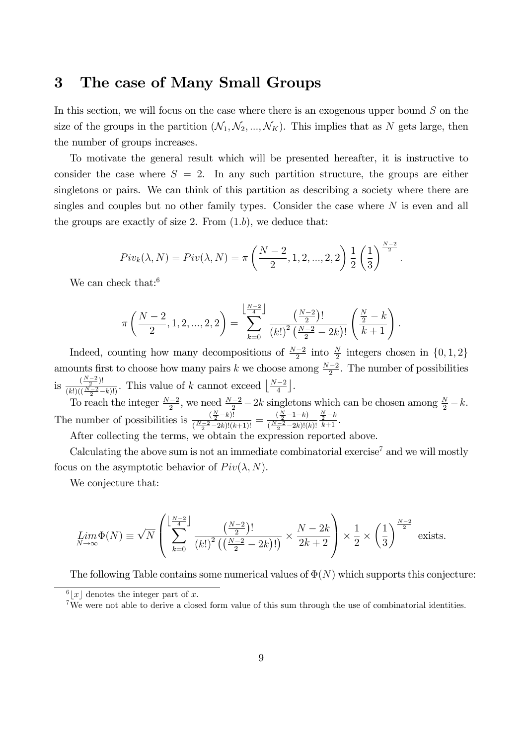# 3 The case of Many Small Groups

In this section, we will focus on the case where there is an exogenous upper bound $S$ on the size of the groups in the partition $(\mathcal{N}_1, \mathcal{N}_2, ..., \mathcal{N}_K)$. This implies that as $N$ gets large, then the number of groups increases.

To motivate the general result which will be presented hereafter, it is instructive to consider the case where $S = 2$. In any such partition structure, the groups are either singletons or pairs. We can think of this partition as describing a society where there are singles and couples but no other family types. Consider the case where $N$ is even and all the groups are exactly of size 2. From $(1.b)$, we deduce that:

$$Piv_k(\lambda, N) = Piv(\lambda, N) = \pi\left(\frac{N-2}{2}, 1, 2, ..., 2, 2\right)\frac{1}{2}\left(\frac{1}{3}\right)^{\frac{N-2}{2}}.$$

We can check that:[6]

$$\pi\left(\frac{N-2}{2}, 1, 2, ..., 2, 2\right) = \sum_{k=0}^{\left\lfloor\frac{N-2}{4}\right\rfloor} \frac{\left(\frac{N-2}{2}\right)!}{(k!)^2\left(\frac{N-2}{2}-2k\right)!}\binom{\frac{N}{2}-k}{k+1}.$$

Indeed, counting how many decompositions of $\frac{N-2}{2}$ into $\frac{N}{2}$ integers chosen in $\{0, 1, 2\}$ amounts first to choose how many pairs $k$ we choose among $\frac{N-2}{2}$. The number of possibilities is $\frac{(\frac{N-2}{2})!}{(k!)((\frac{N-2}{2}-k)!)}$. This value of $k$ cannot exceed $\left\lfloor\frac{N-2}{4}\right\rfloor$.

To reach the integer $\frac{N-2}{2}$, we need $\frac{N-2}{2}-2k$ singletons which can be chosen among $\frac{N}{2}-k$. The number of possibilities is $\frac{(\frac{N}{2}-k)!}{(\frac{N-2}{2}-2k)!(k+1)!} = \frac{(\frac{N}{2}-1-k)}{(\frac{N-2}{2}-2k)!(k)!}\frac{\frac{N}{2}-k}{k+1}$.

After collecting the terms, we obtain the expression reported above.

Calculating the above sum is not an immediate combinatorial exercise[7] and we will mostly focus on the asymptotic behavior of $Piv(\lambda, N)$.

We conjecture that:

$$\underset{N\to\infty}{Lim}\Phi(N) \equiv \sqrt{N}\left(\sum_{k=0}^{\left\lfloor\frac{N-2}{4}\right\rfloor} \frac{\left(\frac{N-2}{2}\right)!}{(k!)^2\left(\left(\frac{N-2}{2}-2k\right)!\right)} \times \frac{N-2k}{2k+2}\right) \times \frac{1}{2} \times \left(\frac{1}{3}\right)^{\frac{N-2}{2}} \text{ exists.}$$

The following Table contains some numerical values of $\Phi(N)$ which supports this conjecture:

[6] $\lfloor x \rfloor$ denotes the integer part of $x$.

[7] We were not able to derive a closed form value of this sum through the use of combinatorial identities.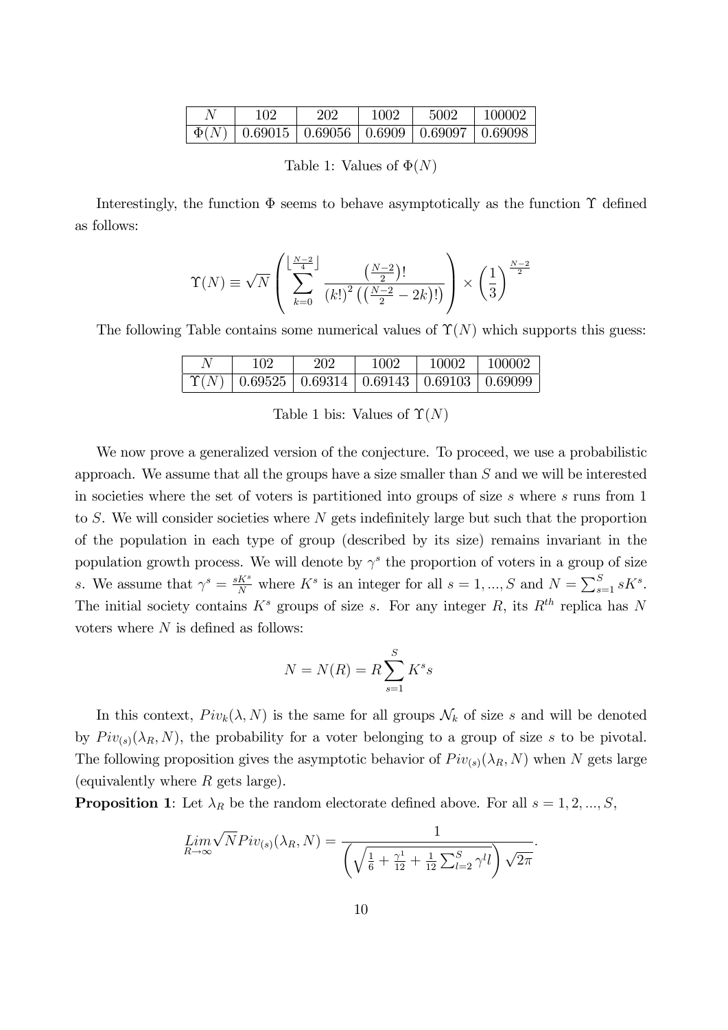| $N$ | 102 | 202 | 1002 | 5002 | 100002 |
|---|---|---|---|---|---|
| $\Phi(N)$ | 0.69015 | 0.69056 | 0.6909 | 0.69097 | 0.69098 |

Table 1: Values of $\Phi(N)$

Interestingly, the function $\Phi$ seems to behave asymptotically as the function $\Upsilon$ defined as follows:

$$\Upsilon(N) \equiv \sqrt{N}\left(\sum_{k=0}^{\left\lfloor \frac{N-2}{4} \right\rfloor} \frac{\left(\frac{N-2}{2}\right)!}{(k!)^2\left(\left(\frac{N-2}{2}-2k\right)!\right)}\right) \times \left(\frac{1}{3}\right)^{\frac{N-2}{2}}$$

The following Table contains some numerical values of $\Upsilon(N)$ which supports this guess:

| $N$ | 102 | 202 | 1002 | 10002 | 100002 |
|---|---|---|---|---|---|
| $\Upsilon(N)$ | 0.69525 | 0.69314 | 0.69143 | 0.69103 | 0.69099 |

Table 1 bis: Values of $\Upsilon(N)$

We now prove a generalized version of the conjecture. To proceed, we use a probabilistic approach. We assume that all the groups have a size smaller than $S$ and we will be interested in societies where the set of voters is partitioned into groups of size $s$ where $s$ runs from 1 to $S$. We will consider societies where $N$ gets indefinitely large but such that the proportion of the population in each type of group (described by its size) remains invariant in the population growth process. We will denote by $\gamma^s$ the proportion of voters in a group of size $s$. We assume that $\gamma^s = \frac{sK^s}{N}$ where $K^s$ is an integer for all $s = 1, ..., S$ and $N = \sum_{s=1}^{S} sK^s$. The initial society contains $K^s$ groups of size $s$. For any integer $R$, its $R^{th}$ replica has $N$ voters where $N$ is defined as follows:

$$N = N(R) = R\sum_{s=1}^{S} K^s s$$

In this context, $Piv_k(\lambda, N)$ is the same for all groups $\mathcal{N}_k$ of size $s$ and will be denoted by $Piv_{(s)}(\lambda_R, N)$, the probability for a voter belonging to a group of size $s$ to be pivotal. The following proposition gives the asymptotic behavior of $Piv_{(s)}(\lambda_R, N)$ when $N$ gets large (equivalently where $R$ gets large).

**Proposition 1**: Let $\lambda_R$ be the random electorate defined above. For all $s = 1, 2, ..., S$,

$$\underset{R\to\infty}{Lim}\sqrt{N}Piv_{(s)}(\lambda_R, N) = \frac{1}{\left(\sqrt{\frac{1}{6}+\frac{\gamma^1}{12}+\frac{1}{12}\sum_{l=2}^{S}\gamma^l l}\right)\sqrt{2\pi}}.$$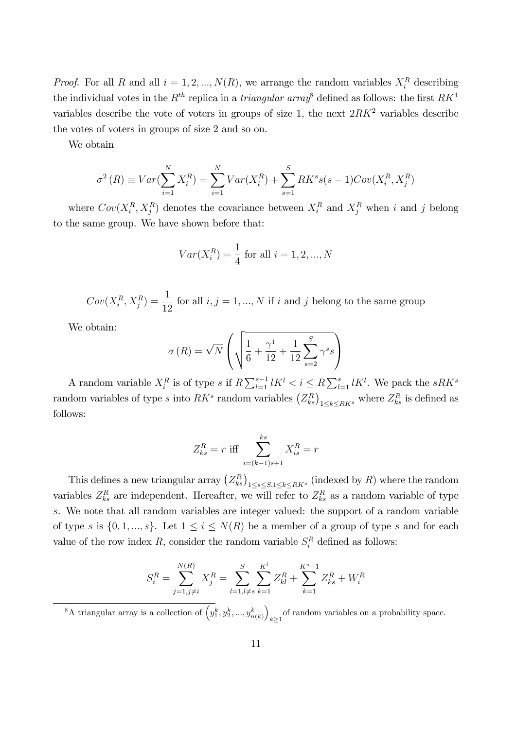*Proof.* For all $R$ and all $i = 1, 2, ..., N(R)$, we arrange the random variables $X_i^R$ describing the individual votes in the $R^{th}$ replica in a *triangular array*[8] defined as follows: the first $RK^1$ variables describe the vote of voters in groups of size 1, the next $2RK^2$ variables describe the votes of voters in groups of size 2 and so on.

We obtain

$$\sigma^2(R) \equiv Var(\sum_{i=1}^{N} X_i^R) = \sum_{i=1}^{N} Var(X_i^R) + \sum_{s=1}^{S} RK^s s(s-1) Cov(X_i^R, X_j^R)$$

where $Cov(X_i^R, X_j^R)$ denotes the covariance between $X_i^R$ and $X_j^R$ when $i$ and $j$ belong to the same group. We have shown before that:

$$Var(X_i^R) = \frac{1}{4} \text{ for all } i = 1, 2, ..., N$$

$$Cov(X_i^R, X_j^R) = \frac{1}{12} \text{ for all } i, j = 1, ..., N \text{ if } i \text{ and } j \text{ belong to the same group}$$

We obtain:

$$\sigma(R) = \sqrt{N}\left(\sqrt{\frac{1}{6} + \frac{\gamma^1}{12} + \frac{1}{12}\sum_{s=2}^{S} \gamma^s s}\right)$$

A random variable $X_i^R$ is of type $s$ if $R\sum_{l=1}^{s-1} lK^l < i \leq R\sum_{l=1}^{s} lK^l$. We pack the $sRK^s$ random variables of type $s$ into $RK^s$ random variables $\left(Z_{ks}^R\right)_{1 \leq k \leq RK^s}$ where $Z_{ks}^R$ is defined as follows:

$$Z_{ks}^R = r \text{ iff } \sum_{i=(k-1)s+1}^{ks} X_{is}^R = r$$

This defines a new triangular array $\left(Z_{ks}^R\right)_{1 \leq s \leq S, 1 \leq k \leq RK^s}$ (indexed by $R$) where the random variables $Z_{ks}^R$ are independent. Hereafter, we will refer to $Z_{ks}^R$ as a random variable of type $s$. We note that all random variables are integer valued: the support of a random variable of type $s$ is $\{0, 1, ..., s\}$. Let $1 \leq i \leq N(R)$ be a member of a group of type $s$ and for each value of the row index $R$, consider the random variable $S_i^R$ defined as follows:

$$S_i^R = \sum_{j=1, j \neq i}^{N(R)} X_j^R = \sum_{l=1, l \neq s}^{S} \sum_{k=1}^{K^l} Z_{kl}^R + \sum_{k=1}^{K^s - 1} Z_{ks}^R + W_i^R$$

[8] A triangular array is a collection of $\left(y_1^k, y_2^k, ..., y_{n(k)}^k\right)_{k \geq 1}$ of random variables on a probability space.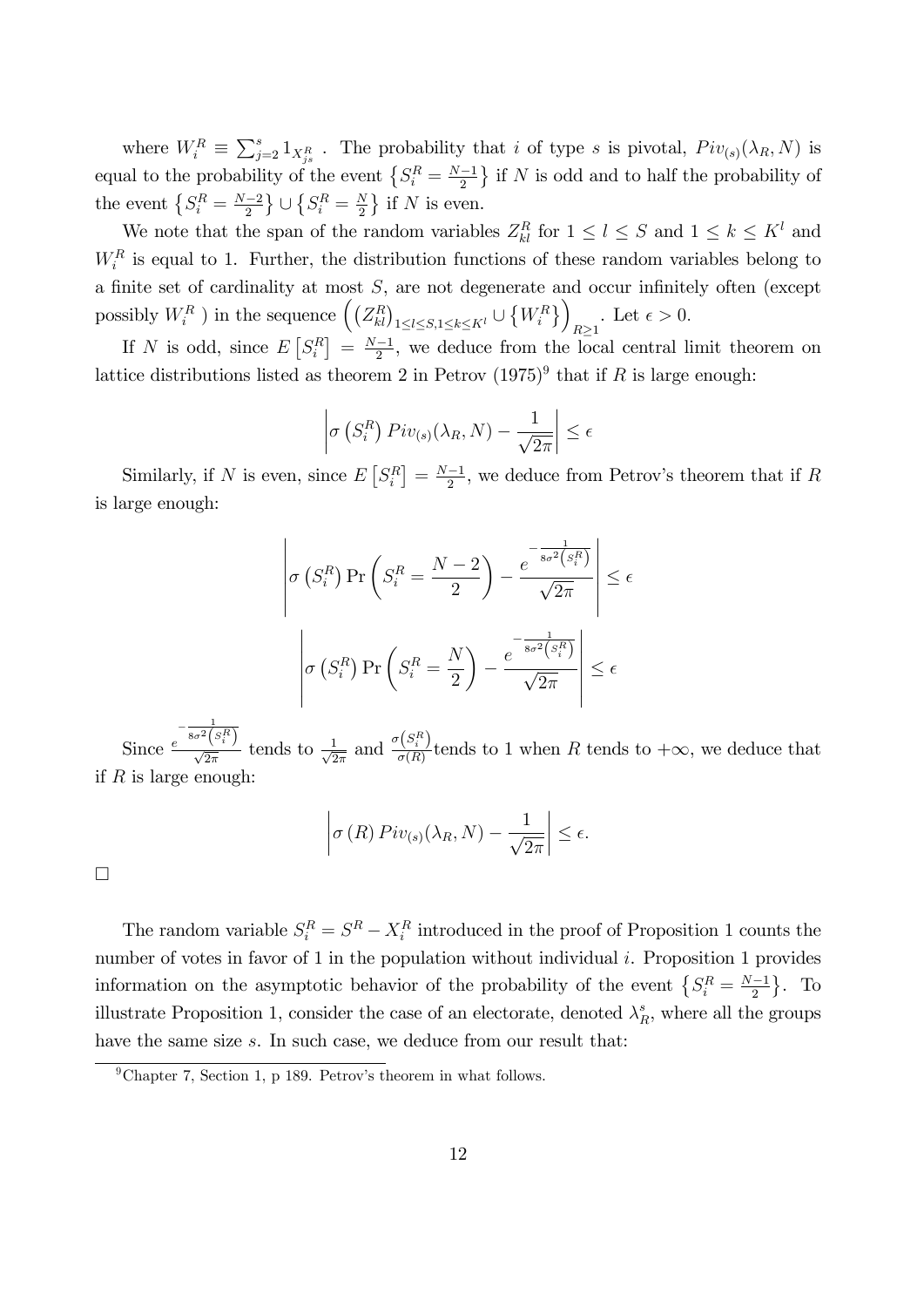where $W_i^R \equiv \sum_{j=2}^{s} 1_{X_{js}^R}$ . The probability that $i$ of type $s$ is pivotal, $Piv_{(s)}(\lambda_R, N)$ is equal to the probability of the event $\left\{S_i^R = \frac{N-1}{2}\right\}$ if $N$ is odd and to half the probability of the event $\left\{S_i^R = \frac{N-2}{2}\right\} \cup \left\{S_i^R = \frac{N}{2}\right\}$ if $N$ is even.

We note that the span of the random variables $Z_{kl}^R$ for $1 \leq l \leq S$ and $1 \leq k \leq K^l$ and $W_i^R$ is equal to 1. Further, the distribution functions of these random variables belong to a finite set of cardinality at most $S$, are not degenerate and occur infinitely often (except possibly $W_i^R$ ) in the sequence $\left(\left(Z_{kl}^R\right)_{1 \leq l \leq S, 1 \leq k \leq K^l} \cup \left\{W_i^R\right\}\right)_{R \geq 1}$. Let $\epsilon > 0$.

If $N$ is odd, since $E\left[S_i^R\right] = \frac{N-1}{2}$, we deduce from the local central limit theorem on lattice distributions listed as theorem 2 in Petrov (1975)[9] that if $R$ is large enough:

$$\left|\sigma\left(S_i^R\right) Piv_{(s)}(\lambda_R, N) - \frac{1}{\sqrt{2\pi}}\right| \leq \epsilon$$

Similarly, if $N$ is even, since $E\left[S_i^R\right] = \frac{N-1}{2}$, we deduce from Petrov's theorem that if $R$ is large enough:

$$\left|\sigma\left(S_i^R\right) \Pr\left(S_i^R = \frac{N-2}{2}\right) - \frac{e^{-\frac{1}{8\sigma^2\left(S_i^R\right)}}}{\sqrt{2\pi}}\right| \leq \epsilon$$

$$\left|\sigma\left(S_i^R\right) \Pr\left(S_i^R = \frac{N}{2}\right) - \frac{e^{-\frac{1}{8\sigma^2\left(S_i^R\right)}}}{\sqrt{2\pi}}\right| \leq \epsilon$$

Since $\frac{e^{-\frac{1}{8\sigma^2\left(S_i^R\right)}}}{\sqrt{2\pi}}$ tends to $\frac{1}{\sqrt{2\pi}}$ and $\frac{\sigma\left(S_i^R\right)}{\sigma(R)}$tends to 1 when $R$ tends to $+\infty$, we deduce that if $R$ is large enough:

$$\left|\sigma(R) Piv_{(s)}(\lambda_R, N) - \frac{1}{\sqrt{2\pi}}\right| \leq \epsilon.$$

□

The random variable $S_i^R = S^R - X_i^R$ introduced in the proof of Proposition 1 counts the number of votes in favor of 1 in the population without individual $i$. Proposition 1 provides information on the asymptotic behavior of the probability of the event $\left\{S_i^R = \frac{N-1}{2}\right\}$. To illustrate Proposition 1, consider the case of an electorate, denoted $\lambda_R^s$, where all the groups have the same size $s$. In such case, we deduce from our result that:

[9] Chapter 7, Section 1, p 189. Petrov's theorem in what follows.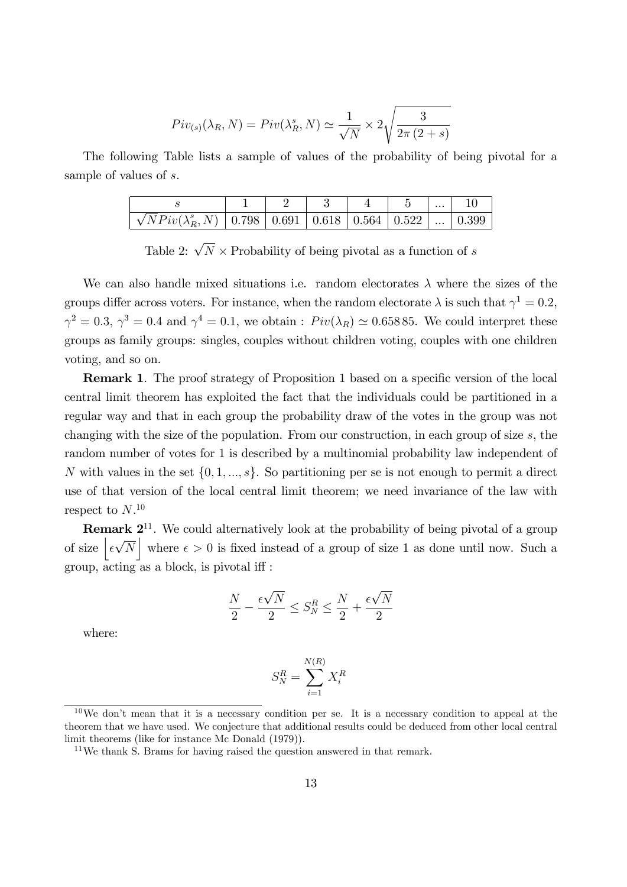$$Piv_{(s)}(\lambda_R, N) = Piv(\lambda_R^s, N) \simeq \frac{1}{\sqrt{N}} \times 2\sqrt{\frac{3}{2\pi\,(2+s)}}$$

The following Table lists a sample of values of the probability of being pivotal for a sample of values of $s$.

| $s$ | 1 | 2 | 3 | 4 | 5 | ... | 10 |
|---|---|---|---|---|---|---|---|
| $\sqrt{N}Piv(\lambda_R^s, N)$ | 0.798 | 0.691 | 0.618 | 0.564 | 0.522 | ... | 0.399 |

Table 2: $\sqrt{N} \times$ Probability of being pivotal as a function of $s$

We can also handle mixed situations i.e. random electorates $\lambda$ where the sizes of the groups differ across voters. For instance, when the random electorate $\lambda$ is such that $\gamma^1 = 0.2$, $\gamma^2 = 0.3$, $\gamma^3 = 0.4$ and $\gamma^4 = 0.1$, we obtain : $Piv(\lambda_R) \simeq 0.658\,85$. We could interpret these groups as family groups: singles, couples without children voting, couples with one children voting, and so on.

**Remark 1**. The proof strategy of Proposition 1 based on a specific version of the local central limit theorem has exploited the fact that the individuals could be partitioned in a regular way and that in each group the probability draw of the votes in the group was not changing with the size of the population. From our construction, in each group of size $s$, the random number of votes for 1 is described by a multinomial probability law independent of $N$ with values in the set $\{0, 1, ..., s\}$. So partitioning per se is not enough to permit a direct use of that version of the local central limit theorem; we need invariance of the law with respect to $N$.[10]

**Remark 2**[11]. We could alternatively look at the probability of being pivotal of a group of size $\left\lfloor \epsilon\sqrt{N} \right\rfloor$ where $\epsilon > 0$ is fixed instead of a group of size 1 as done until now. Such a group, acting as a block, is pivotal iff :

$$\frac{N}{2} - \frac{\epsilon\sqrt{N}}{2} \leq S_N^R \leq \frac{N}{2} + \frac{\epsilon\sqrt{N}}{2}$$

where:

$$S_N^R = \sum_{i=1}^{N(R)} X_i^R$$

[10] We don't mean that it is a necessary condition per se. It is a necessary condition to appeal at the theorem that we have used. We conjecture that additional results could be deduced from other local central limit theorems (like for instance Mc Donald (1979)).

[11] We thank S. Brams for having raised the question answered in that remark.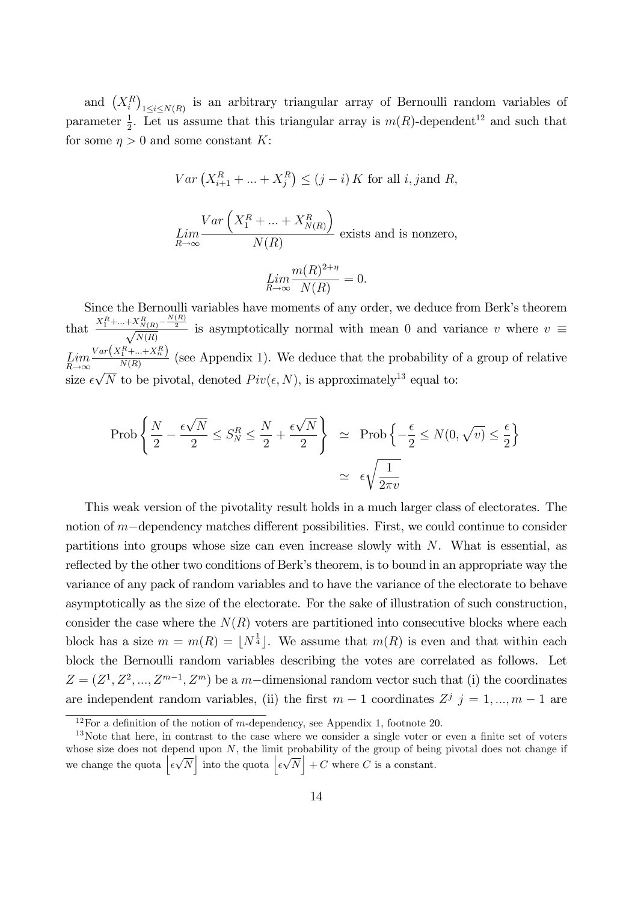and $\left(X_i^R\right)_{1 \leq i \leq N(R)}$ is an arbitrary triangular array of Bernoulli random variables of parameter $\frac{1}{2}$. Let us assume that this triangular array is $m(R)$-dependent[12] and such that for some $\eta > 0$ and some constant $K$:

$$Var\left(X_{i+1}^R + ... + X_j^R\right) \leq (j-i)\, K \text{ for all } i, j \text{and } R,$$

$$\underset{R\to\infty}{Lim} \frac{Var\left(X_1^R + ... + X_{N(R)}^R\right)}{N(R)} \text{ exists and is nonzero,}$$

$$\underset{R\to\infty}{Lim} \frac{m(R)^{2+\eta}}{N(R)} = 0.$$

Since the Bernoulli variables have moments of any order, we deduce from Berk's theorem that $\frac{X_1^R + ... + X_{N(R)}^R - \frac{N(R)}{2}}{\sqrt{N(R)}}$ is asymptotically normal with mean 0 and variance $v$ where $v \equiv \underset{R\to\infty}{Lim} \frac{Var\left(X_1^R + ... + X_n^R\right)}{N(R)}$ (see Appendix 1). We deduce that the probability of a group of relative size $\epsilon\sqrt{N}$ to be pivotal, denoted $Piv(\epsilon, N)$, is approximately[13] equal to:

$$\begin{aligned} \text{Prob}\left\{\frac{N}{2} - \frac{\epsilon\sqrt{N}}{2} \leq S_N^R \leq \frac{N}{2} + \frac{\epsilon\sqrt{N}}{2}\right\} &\simeq \text{Prob}\left\{-\frac{\epsilon}{2} \leq N(0, \sqrt{v}) \leq \frac{\epsilon}{2}\right\} \\ &\simeq \epsilon\sqrt{\frac{1}{2\pi v}} \end{aligned}$$

This weak version of the pivotality result holds in a much larger class of electorates. The notion of $m-$dependency matches different possibilities. First, we could continue to consider partitions into groups whose size can even increase slowly with $N$. What is essential, as reflected by the other two conditions of Berk's theorem, is to bound in an appropriate way the variance of any pack of random variables and to have the variance of the electorate to behave asymptotically as the size of the electorate. For the sake of illustration of such construction, consider the case where the $N(R)$ voters are partitioned into consecutive blocks where each block has a size $m = m(R) = \lfloor N^{\frac{1}{4}} \rfloor$. We assume that $m(R)$ is even and that within each block the Bernoulli random variables describing the votes are correlated as follows. Let $Z = (Z^1, Z^2, ..., Z^{m-1}, Z^m)$ be a $m-$dimensional random vector such that (i) the coordinates are independent random variables, (ii) the first $m-1$ coordinates $Z^j$ $j = 1, ..., m-1$ are

[12] For a definition of the notion of $m$-dependency, see Appendix 1, footnote 20.

[13] Note that here, in contrast to the case where we consider a single voter or even a finite set of voters whose size does not depend upon $N$, the limit probability of the group of being pivotal does not change if we change the quota $\left\lfloor \epsilon\sqrt{N} \right\rfloor$ into the quota $\left\lfloor \epsilon\sqrt{N} \right\rfloor + C$ where $C$ is a constant.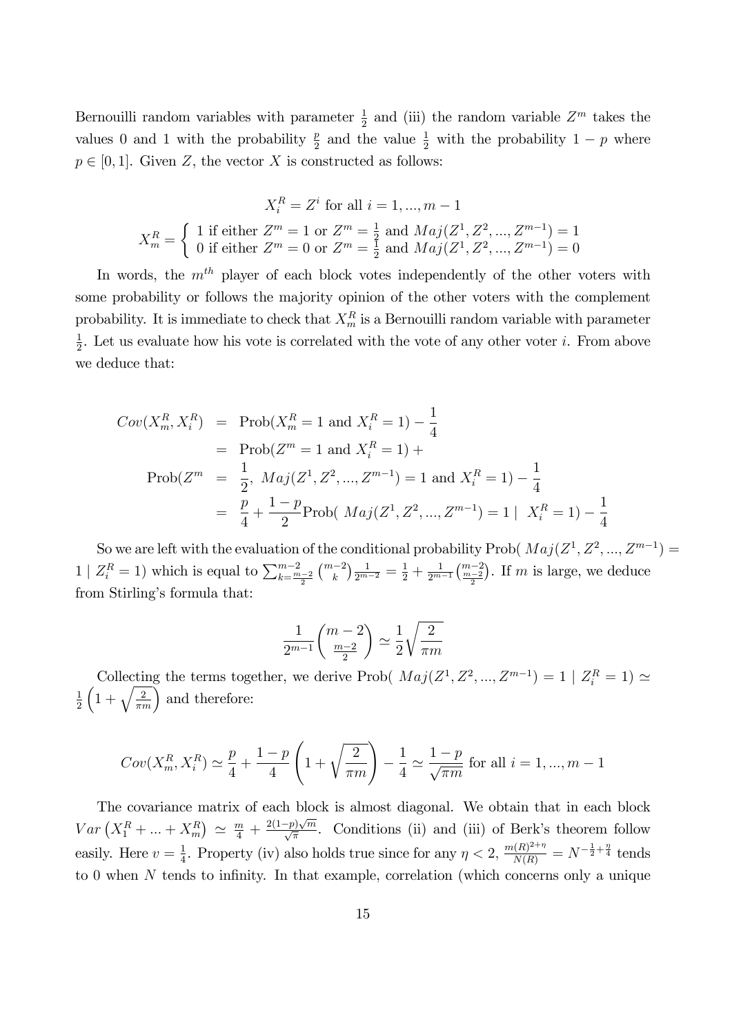Bernouilli random variables with parameter $\frac{1}{2}$ and (iii) the random variable $Z^m$ takes the values 0 and 1 with the probability $\frac{p}{2}$ and the value $\frac{1}{2}$ with the probability $1-p$ where $p \in [0,1]$. Given $Z$, the vector $X$ is constructed as follows:

$$X_i^R = Z^i \text{ for all } i = 1, ..., m-1$$

$$X_m^R = \begin{cases} 1 \text{ if either } Z^m = 1 \text{ or } Z^m = \frac{1}{2} \text{ and } Maj(Z^1, Z^2, ..., Z^{m-1}) = 1 \\ 0 \text{ if either } Z^m = 0 \text{ or } Z^m = \frac{1}{2} \text{ and } Maj(Z^1, Z^2, ..., Z^{m-1}) = 0 \end{cases}$$

In words, the $m^{th}$ player of each block votes independently of the other voters with some probability or follows the majority opinion of the other voters with the complement probability. It is immediate to check that $X_m^R$ is a Bernouilli random variable with parameter $\frac{1}{2}$. Let us evaluate how his vote is correlated with the vote of any other voter $i$. From above we deduce that:

$$\begin{aligned} Cov(X_m^R, X_i^R) &= \text{Prob}(X_m^R = 1 \text{ and } X_i^R = 1) - \frac{1}{4} \\ &= \text{Prob}(Z^m = 1 \text{ and } X_i^R = 1) + \\ \text{Prob}(Z^m &= \frac{1}{2}, \ Maj(Z^1, Z^2, ..., Z^{m-1}) = 1 \text{ and } X_i^R = 1) - \frac{1}{4} \\ &= \frac{p}{4} + \frac{1-p}{2} \text{Prob}( \ Maj(Z^1, Z^2, ..., Z^{m-1}) = 1 \mid \ X_i^R = 1) - \frac{1}{4} \end{aligned}$$

So we are left with the evaluation of the conditional probability $\text{Prob}( \ Maj(Z^1, Z^2, ..., Z^{m-1}) = 1 \mid Z_i^R = 1)$ which is equal to $\sum_{k=\frac{m-2}{2}}^{m-2} \binom{m-2}{k} \frac{1}{2^{m-2}} = \frac{1}{2} + \frac{1}{2^{m-1}} \binom{m-2}{\frac{m-2}{2}}$. If $m$ is large, we deduce from Stirling's formula that:

$$\frac{1}{2^{m-1}} \binom{m-2}{\frac{m-2}{2}} \simeq \frac{1}{2} \sqrt{\frac{2}{\pi m}}$$

Collecting the terms together, we derive $\text{Prob}( \ Maj(Z^1, Z^2, ..., Z^{m-1}) = 1 \mid Z_i^R = 1) \simeq \frac{1}{2} \left( 1 + \sqrt{\frac{2}{\pi m}} \right)$ and therefore:

$$Cov(X_m^R, X_i^R) \simeq \frac{p}{4} + \frac{1-p}{4} \left( 1 + \sqrt{\frac{2}{\pi m}} \right) - \frac{1}{4} \simeq \frac{1-p}{\sqrt{\pi m}} \text{ for all } i = 1, ..., m-1$$

The covariance matrix of each block is almost diagonal. We obtain that in each block $Var\left(X_1^R + ... + X_m^R\right) \simeq \frac{m}{4} + \frac{2(1-p)\sqrt{m}}{\sqrt{\pi}}$. Conditions (ii) and (iii) of Berk's theorem follow easily. Here $v = \frac{1}{4}$. Property (iv) also holds true since for any $\eta < 2$, $\frac{m(R)^{2+\eta}}{N(R)} = N^{-\frac{1}{2}+\frac{\eta}{4}}$ tends to 0 when $N$ tends to infinity. In that example, correlation (which concerns only a unique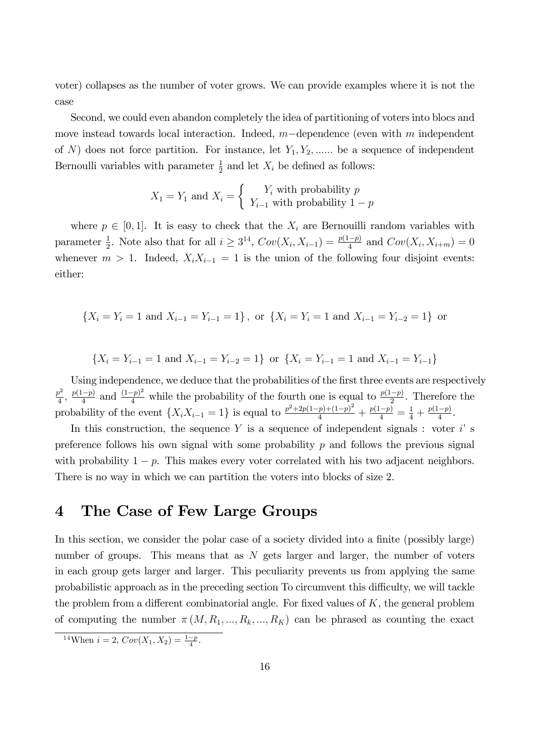voter) collapses as the number of voter grows. We can provide examples where it is not the case

Second, we could even abandon completely the idea of partitioning of voters into blocs and move instead towards local interaction. Indeed, $m-$dependence (even with $m$ independent of $N$) does not force partition. For instance, let $Y_1, Y_2, ......$ be a sequence of independent Bernoulli variables with parameter $\frac{1}{2}$ and let $X_i$ be defined as follows:

$$X_1 = Y_1 \text{ and } X_i = \begin{cases} Y_i \text{ with probability } p \\ Y_{i-1} \text{ with probability } 1-p \end{cases}$$

where $p \in [0,1]$. It is easy to check that the $X_i$ are Bernouilli random variables with parameter $\frac{1}{2}$. Note also that for all $i \geq 3$[14], $Cov(X_i, X_{i-1}) = \frac{p(1-p)}{4}$ and $Cov(X_i, X_{i+m}) = 0$ whenever $m > 1$. Indeed, $X_i X_{i-1} = 1$ is the union of the following four disjoint events: either:

$$\{X_i = Y_i = 1 \text{ and } X_{i-1} = Y_{i-1} = 1\}, \text{ or } \{X_i = Y_i = 1 \text{ and } X_{i-1} = Y_{i-2} = 1\} \text{ or}$$

$$\{X_i = Y_{i-1} = 1 \text{ and } X_{i-1} = Y_{i-2} = 1\} \text{ or } \{X_i = Y_{i-1} = 1 \text{ and } X_{i-1} = Y_{i-1}\}$$

Using independence, we deduce that the probabilities of the first three events are respectively $\frac{p^2}{4}$, $\frac{p(1-p)}{4}$ and $\frac{(1-p)^2}{4}$ while the probability of the fourth one is equal to $\frac{p(1-p)}{2}$. Therefore the probability of the event $\{X_i X_{i-1} = 1\}$ is equal to $\frac{p^2+2p(1-p)+(1-p)^2}{4} + \frac{p(1-p)}{4} = \frac{1}{4} + \frac{p(1-p)}{4}$.

In this construction, the sequence $Y$ is a sequence of independent signals : voter $i$' s preference follows his own signal with some probability $p$ and follows the previous signal with probability $1-p$. This makes every voter correlated with his two adjacent neighbors. There is no way in which we can partition the voters into blocks of size 2.

# 4 The Case of Few Large Groups

In this section, we consider the polar case of a society divided into a finite (possibly large) number of groups. This means that as $N$ gets larger and larger, the number of voters in each group gets larger and larger. This peculiarity prevents us from applying the same probabilistic approach as in the preceding section To circumvent this difficulty, we will tackle the problem from a different combinatorial angle. For fixed values of $K$, the general problem of computing the number $\pi(M, R_1, ..., R_k, ..., R_K)$ can be phrased as counting the exact

[14] When $i = 2$, $Cov(X_1, X_2) = \frac{1-p}{4}$.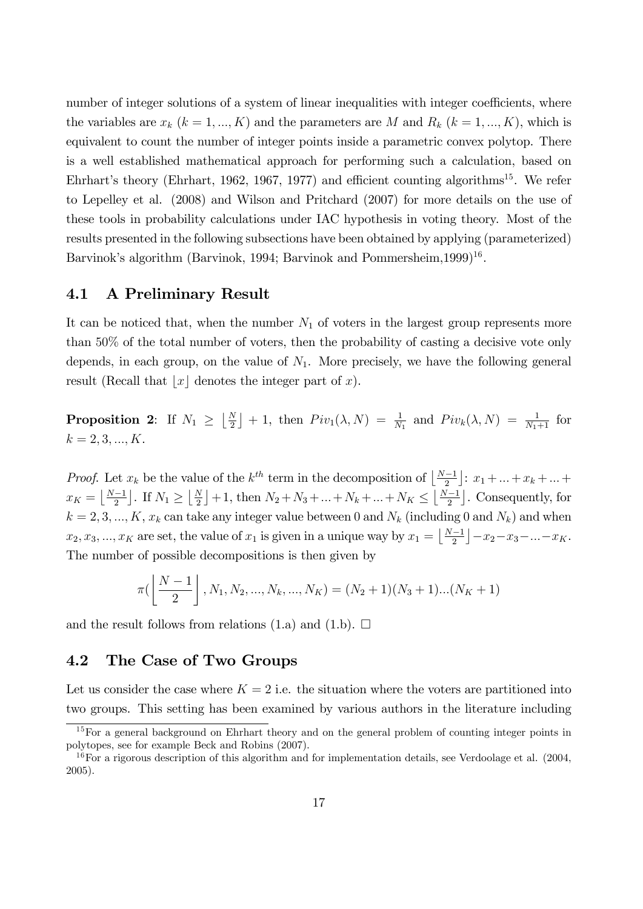number of integer solutions of a system of linear inequalities with integer coefficients, where the variables are $x_k$ ($k = 1, ..., K$) and the parameters are $M$ and $R_k$ ($k = 1, ..., K$), which is equivalent to count the number of integer points inside a parametric convex polytop. There is a well established mathematical approach for performing such a calculation, based on Ehrhart's theory (Ehrhart, 1962, 1967, 1977) and efficient counting algorithms[15]. We refer to Lepelley et al. (2008) and Wilson and Pritchard (2007) for more details on the use of these tools in probability calculations under IAC hypothesis in voting theory. Most of the results presented in the following subsections have been obtained by applying (parameterized) Barvinok's algorithm (Barvinok, 1994; Barvinok and Pommersheim,1999)[16].

## 4.1 A Preliminary Result

It can be noticed that, when the number $N_1$ of voters in the largest group represents more than 50% of the total number of voters, then the probability of casting a decisive vote only depends, in each group, on the value of $N_1$. More precisely, we have the following general result (Recall that $\lfloor x \rfloor$ denotes the integer part of $x$).

**Proposition 2**: If $N_1 \geq \lfloor \frac{N}{2} \rfloor + 1$, then $Piv_1(\lambda, N) = \frac{1}{N_1}$ and $Piv_k(\lambda, N) = \frac{1}{N_1+1}$ for $k = 2, 3, ..., K$.

*Proof.* Let $x_k$ be the value of the $k^{th}$ term in the decomposition of $\lfloor \frac{N-1}{2} \rfloor$: $x_1 + ... + x_k + ... + x_K = \lfloor \frac{N-1}{2} \rfloor$. If $N_1 \geq \lfloor \frac{N}{2} \rfloor + 1$, then $N_2 + N_3 + ... + N_k + ... + N_K \leq \lfloor \frac{N-1}{2} \rfloor$. Consequently, for $k = 2, 3, ..., K$, $x_k$ can take any integer value between 0 and $N_k$ (including 0 and $N_k$) and when $x_2, x_3, ..., x_K$ are set, the value of $x_1$ is given in a unique way by $x_1 = \lfloor \frac{N-1}{2} \rfloor - x_2 - x_3 - ... - x_K$. The number of possible decompositions is then given by

$$\pi(\left\lfloor \frac{N-1}{2} \right\rfloor, N_1, N_2, ..., N_k, ..., N_K) = (N_2 + 1)(N_3 + 1)...(N_K + 1)$$

and the result follows from relations (1.a) and (1.b). $\square$

## 4.2 The Case of Two Groups

Let us consider the case where $K = 2$ i.e. the situation where the voters are partitioned into two groups. This setting has been examined by various authors in the literature including

---

[15] For a general background on Ehrhart theory and on the general problem of counting integer points in polytopes, see for example Beck and Robins (2007).

[16] For a rigorous description of this algorithm and for implementation details, see Verdoolage et al. (2004, 2005).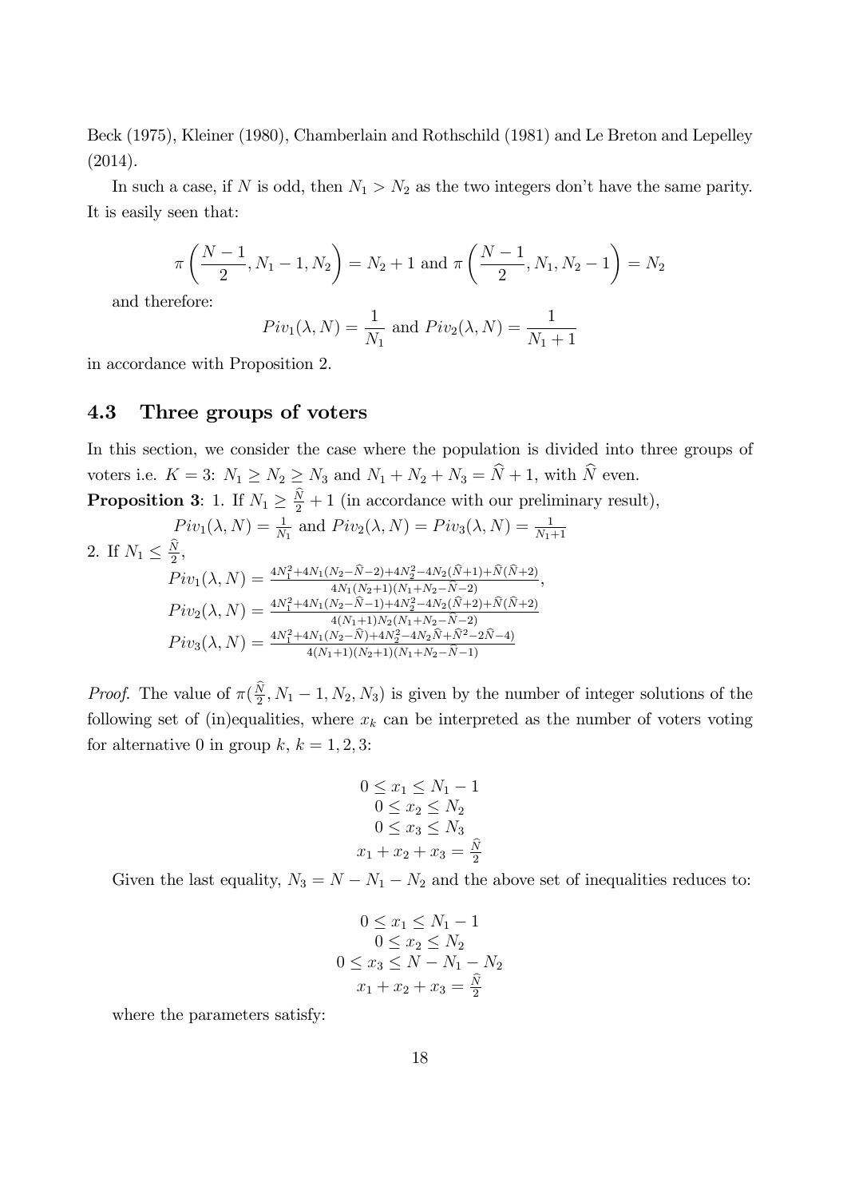Beck (1975), Kleiner (1980), Chamberlain and Rothschild (1981) and Le Breton and Lepelley (2014).

In such a case, if $N$ is odd, then $N_1 > N_2$ as the two integers don't have the same parity. It is easily seen that:

$$\pi\left(\frac{N-1}{2}, N_1 - 1, N_2\right) = N_2 + 1 \text{ and } \pi\left(\frac{N-1}{2}, N_1, N_2 - 1\right) = N_2$$

and therefore:

$$Piv_1(\lambda, N) = \frac{1}{N_1} \text{ and } Piv_2(\lambda, N) = \frac{1}{N_1 + 1}$$

in accordance with Proposition 2.

### 4.3 Three groups of voters

In this section, we consider the case where the population is divided into three groups of voters i.e. $K = 3$: $N_1 \geq N_2 \geq N_3$ and $N_1 + N_2 + N_3 = \widehat{N} + 1$, with $\widehat{N}$ even.

**Proposition 3**: 1. If $N_1 \geq \frac{\widehat{N}}{2} + 1$ (in accordance with our preliminary result),

$$Piv_1(\lambda, N) = \frac{1}{N_1} \text{ and } Piv_2(\lambda, N) = Piv_3(\lambda, N) = \frac{1}{N_1+1}$$

2. If $N_1 \leq \frac{\widehat{N}}{2}$,

$$Piv_1(\lambda, N) = \frac{4N_1^2+4N_1(N_2-\widehat{N}-2)+4N_2^2-4N_2(\widehat{N}+1)+\widehat{N}(\widehat{N}+2)}{4N_1(N_2+1)(N_1+N_2-\widehat{N}-2)},$$

$$Piv_2(\lambda, N) = \frac{4N_1^2+4N_1(N_2-\widehat{N}-1)+4N_2^2-4N_2(\widehat{N}+2)+\widehat{N}(\widehat{N}+2)}{4(N_1+1)N_2(N_1+N_2-\widehat{N}-2)}$$

$$Piv_3(\lambda, N) = \frac{4N_1^2+4N_1(N_2-\widehat{N})+4N_2^2-4N_2\widehat{N}+\widehat{N}^2-2\widehat{N}-4)}{4(N_1+1)(N_2+1)(N_1+N_2-\widehat{N}-1)}$$

*Proof.* The value of $\pi(\frac{\widehat{N}}{2}, N_1 - 1, N_2, N_3)$ is given by the number of integer solutions of the following set of (in)equalities, where $x_k$ can be interpreted as the number of voters voting for alternative 0 in group $k$, $k = 1, 2, 3$:

$$\begin{gathered} 0 \leq x_1 \leq N_1 - 1 \\ 0 \leq x_2 \leq N_2 \\ 0 \leq x_3 \leq N_3 \\ x_1 + x_2 + x_3 = \frac{\widehat{N}}{2} \end{gathered}$$

Given the last equality, $N_3 = N - N_1 - N_2$ and the above set of inequalities reduces to:

$$\begin{gathered} 0 \leq x_1 \leq N_1 - 1 \\ 0 \leq x_2 \leq N_2 \\ 0 \leq x_3 \leq N - N_1 - N_2 \\ x_1 + x_2 + x_3 = \frac{\widehat{N}}{2} \end{gathered}$$

where the parameters satisfy: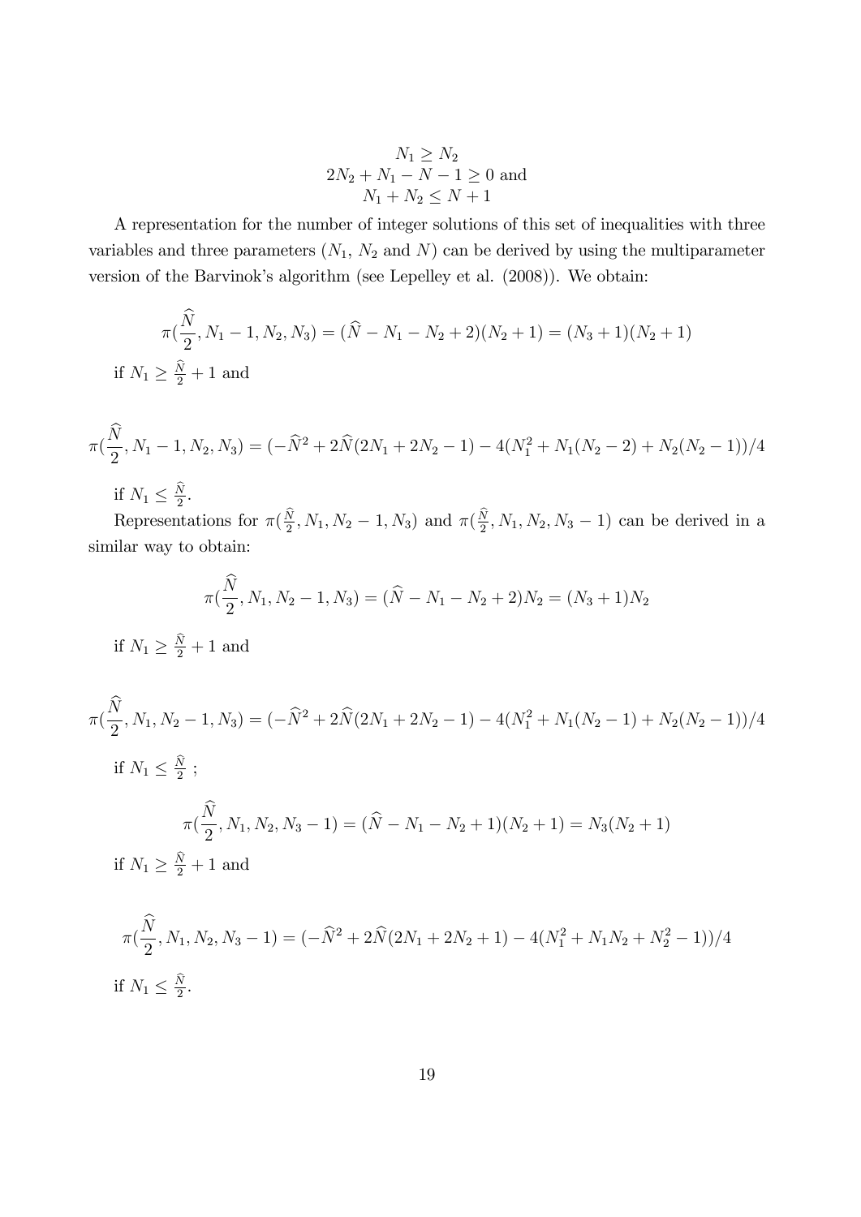$$N_1 \geq N_2$$
$$2N_2 + N_1 - N - 1 \geq 0 \text{ and}$$
$$N_1 + N_2 \leq N + 1$$

A representation for the number of integer solutions of this set of inequalities with three variables and three parameters ($N_1$, $N_2$ and $N$) can be derived by using the multiparameter version of the Barvinok's algorithm (see Lepelley et al. (2008)). We obtain:

$$\pi(\frac{\widehat{N}}{2}, N_1 - 1, N_2, N_3) = (\widehat{N} - N_1 - N_2 + 2)(N_2 + 1) = (N_3 + 1)(N_2 + 1)$$

if $N_1 \geq \frac{\widehat{N}}{2} + 1$ and

$$\pi(\frac{\widehat{N}}{2}, N_1 - 1, N_2, N_3) = (-\widehat{N}^2 + 2\widehat{N}(2N_1 + 2N_2 - 1) - 4(N_1^2 + N_1(N_2 - 2) + N_2(N_2 - 1))/4$$

if $N_1 \leq \frac{\widehat{N}}{2}$.

Representations for $\pi(\frac{\widehat{N}}{2}, N_1, N_2 - 1, N_3)$ and $\pi(\frac{\widehat{N}}{2}, N_1, N_2, N_3 - 1)$ can be derived in a similar way to obtain:

$$\pi(\frac{\widehat{N}}{2}, N_1, N_2 - 1, N_3) = (\widehat{N} - N_1 - N_2 + 2)N_2 = (N_3 + 1)N_2$$

if $N_1 \geq \frac{\widehat{N}}{2} + 1$ and

$$\pi(\frac{\widehat{N}}{2}, N_1, N_2 - 1, N_3) = (-\widehat{N}^2 + 2\widehat{N}(2N_1 + 2N_2 - 1) - 4(N_1^2 + N_1(N_2 - 1) + N_2(N_2 - 1))/4$$

if $N_1 \leq \frac{\widehat{N}}{2}$ ;

$$\pi(\frac{\widehat{N}}{2}, N_1, N_2, N_3 - 1) = (\widehat{N} - N_1 - N_2 + 1)(N_2 + 1) = N_3(N_2 + 1)$$

if $N_1 \geq \frac{\widehat{N}}{2} + 1$ and

$$\pi(\frac{\widehat{N}}{2}, N_1, N_2, N_3 - 1) = (-\widehat{N}^2 + 2\widehat{N}(2N_1 + 2N_2 + 1) - 4(N_1^2 + N_1N_2 + N_2^2 - 1))/4$$

if $N_1 \leq \frac{\widehat{N}}{2}$.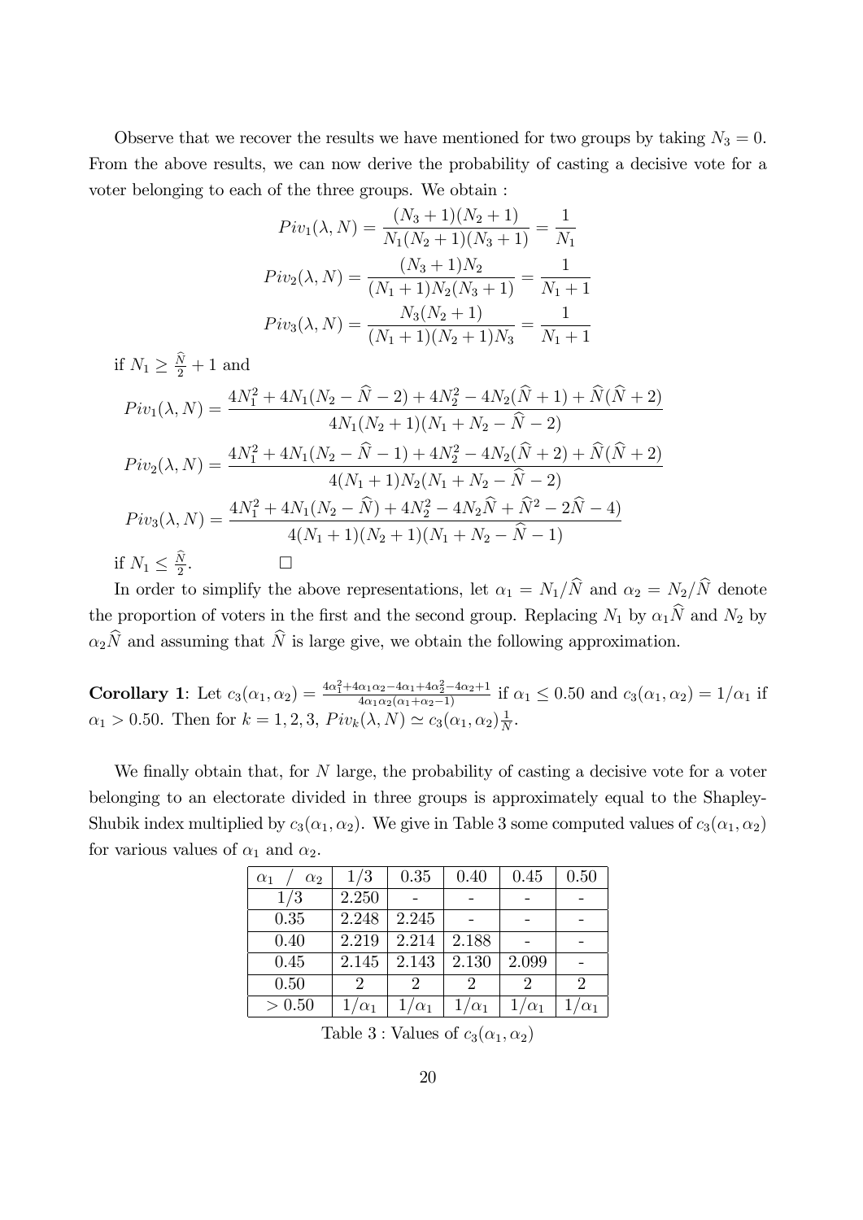Observe that we recover the results we have mentioned for two groups by taking $N_3 = 0$. From the above results, we can now derive the probability of casting a decisive vote for a voter belonging to each of the three groups. We obtain :

$$Piv_1(\lambda, N) = \frac{(N_3+1)(N_2+1)}{N_1(N_2+1)(N_3+1)} = \frac{1}{N_1}$$

$$Piv_2(\lambda, N) = \frac{(N_3+1)N_2}{(N_1+1)N_2(N_3+1)} = \frac{1}{N_1+1}$$

$$Piv_3(\lambda, N) = \frac{N_3(N_2+1)}{(N_1+1)(N_2+1)N_3} = \frac{1}{N_1+1}$$

if $N_1 \geq \frac{\widehat{N}}{2} + 1$ and

$$Piv_1(\lambda, N) = \frac{4N_1^2 + 4N_1(N_2 - \widehat{N} - 2) + 4N_2^2 - 4N_2(\widehat{N}+1) + \widehat{N}(\widehat{N}+2)}{4N_1(N_2+1)(N_1+N_2-\widehat{N}-2)}$$

$$Piv_2(\lambda, N) = \frac{4N_1^2 + 4N_1(N_2 - \widehat{N} - 1) + 4N_2^2 - 4N_2(\widehat{N}+2) + \widehat{N}(\widehat{N}+2)}{4(N_1+1)N_2(N_1+N_2-\widehat{N}-2)}$$

$$Piv_3(\lambda, N) = \frac{4N_1^2 + 4N_1(N_2 - \widehat{N}) + 4N_2^2 - 4N_2\widehat{N} + \widehat{N}^2 - 2\widehat{N} - 4)}{4(N_1+1)(N_2+1)(N_1+N_2-\widehat{N}-1)}$$

if $N_1 \leq \frac{\widehat{N}}{2}$. □

In order to simplify the above representations, let $\alpha_1 = N_1/\widehat{N}$ and $\alpha_2 = N_2/\widehat{N}$ denote the proportion of voters in the first and the second group. Replacing $N_1$ by $\alpha_1\widehat{N}$ and $N_2$ by $\alpha_2\widehat{N}$ and assuming that $\widehat{N}$ is large give, we obtain the following approximation.

**Corollary 1**: Let $c_3(\alpha_1, \alpha_2) = \frac{4\alpha_1^2 + 4\alpha_1\alpha_2 - 4\alpha_1 + 4\alpha_2^2 - 4\alpha_2 + 1}{4\alpha_1\alpha_2(\alpha_1+\alpha_2-1)}$ if $\alpha_1 \leq 0.50$ and $c_3(\alpha_1, \alpha_2) = 1/\alpha_1$ if $\alpha_1 > 0.50$. Then for $k = 1, 2, 3$, $Piv_k(\lambda, N) \simeq c_3(\alpha_1, \alpha_2)\frac{1}{N}$.

We finally obtain that, for $N$ large, the probability of casting a decisive vote for a voter belonging to an electorate divided in three groups is approximately equal to the Shapley-Shubik index multiplied by $c_3(\alpha_1, \alpha_2)$. We give in Table 3 some computed values of $c_3(\alpha_1, \alpha_2)$ for various values of $\alpha_1$ and $\alpha_2$.

| $\alpha_1$ / $\alpha_2$ | 1/3 | 0.35 | 0.40 | 0.45 | 0.50 |
|---|---|---|---|---|---|
| 1/3 | 2.250 | - | - | - | - |
| 0.35 | 2.248 | 2.245 | - | - | - |
| 0.40 | 2.219 | 2.214 | 2.188 | - | - |
| 0.45 | 2.145 | 2.143 | 2.130 | 2.099 | - |
| 0.50 | 2 | 2 | 2 | 2 | 2 |
| > 0.50 | $1/\alpha_1$ | $1/\alpha_1$ | $1/\alpha_1$ | $1/\alpha_1$ | $1/\alpha_1$ |

Table 3 : Values of $c_3(\alpha_1, \alpha_2)$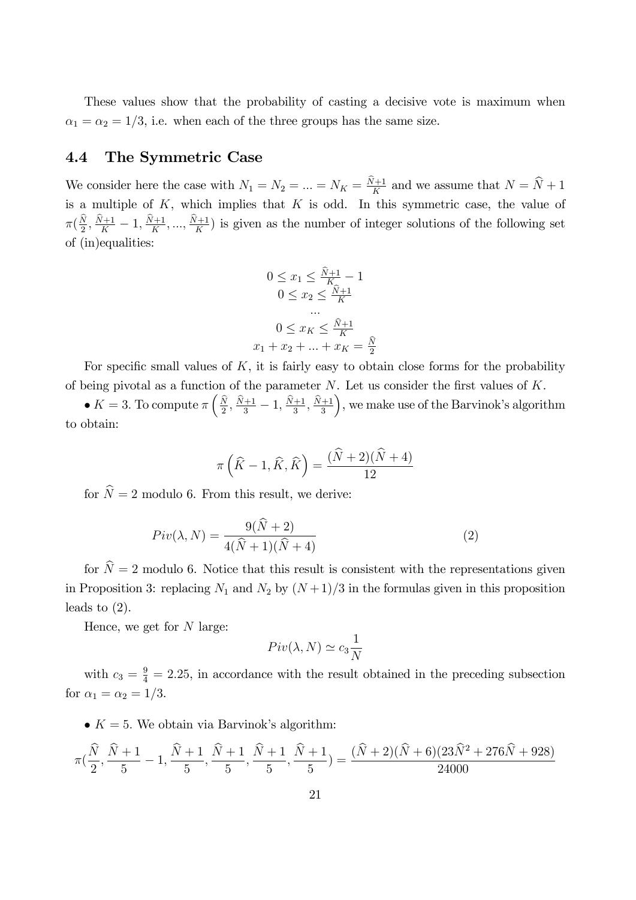These values show that the probability of casting a decisive vote is maximum when $\alpha_1 = \alpha_2 = 1/3$, i.e. when each of the three groups has the same size.

### 4.4 The Symmetric Case

We consider here the case with $N_1 = N_2 = ... = N_K = \frac{\widehat{N}+1}{K}$ and we assume that $N = \widehat{N} + 1$ is a multiple of $K$, which implies that $K$ is odd. In this symmetric case, the value of $\pi(\frac{\widehat{N}}{2}, \frac{\widehat{N}+1}{K} - 1, \frac{\widehat{N}+1}{K}, ..., \frac{\widehat{N}+1}{K})$ is given as the number of integer solutions of the following set of (in)equalities:

$$
\begin{gathered}
0 \leq x_1 \leq \frac{\widehat{N}+1}{K} - 1 \\
0 \leq x_2 \leq \frac{\widehat{N}+1}{K} \\
... \\
0 \leq x_K \leq \frac{\widehat{N}+1}{K} \\
x_1 + x_2 + ... + x_K = \frac{\widehat{N}}{2}
\end{gathered}
$$

For specific small values of $K$, it is fairly easy to obtain close forms for the probability of being pivotal as a function of the parameter $N$. Let us consider the first values of $K$.

• $K = 3$. To compute $\pi\left(\frac{\widehat{N}}{2}, \frac{\widehat{N}+1}{3} - 1, \frac{\widehat{N}+1}{3}, \frac{\widehat{N}+1}{3}\right)$, we make use of the Barvinok's algorithm to obtain:

$$\pi\left(\widehat{K} - 1, \widehat{K}, \widehat{K}\right) = \frac{(\widehat{N}+2)(\widehat{N}+4)}{12}$$

for $\widehat{N} = 2$ modulo 6. From this result, we derive:

$$Piv(\lambda, N) = \frac{9(\widehat{N}+2)}{4(\widehat{N}+1)(\widehat{N}+4)} \tag{2}$$

for $\widehat{N} = 2$ modulo 6. Notice that this result is consistent with the representations given in Proposition 3: replacing $N_1$ and $N_2$ by $(N+1)/3$ in the formulas given in this proposition leads to (2).

Hence, we get for $N$ large:

$$Piv(\lambda, N) \simeq c_3 \frac{1}{N}$$

with $c_3 = \frac{9}{4} = 2.25$, in accordance with the result obtained in the preceding subsection for $\alpha_1 = \alpha_2 = 1/3$.

• $K = 5$. We obtain via Barvinok's algorithm:

$$\pi(\frac{\widehat{N}}{2}, \frac{\widehat{N}+1}{5} - 1, \frac{\widehat{N}+1}{5}, \frac{\widehat{N}+1}{5}, \frac{\widehat{N}+1}{5}, \frac{\widehat{N}+1}{5}) = \frac{(\widehat{N}+2)(\widehat{N}+6)(23\widehat{N}^2 + 276\widehat{N} + 928)}{24000}$$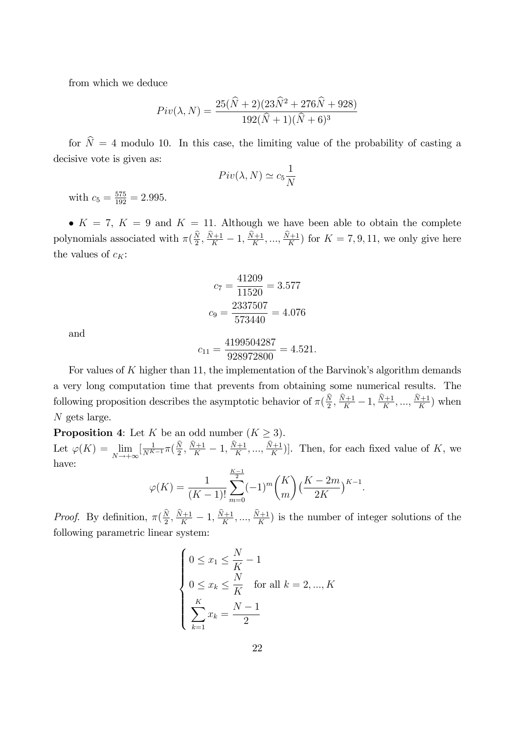from which we deduce

$$Piv(\lambda, N) = \frac{25(\widehat{N}+2)(23\widehat{N}^2+276\widehat{N}+928)}{192(\widehat{N}+1)(\widehat{N}+6)^3}$$

for $\widehat{N} = 4$ modulo 10. In this case, the limiting value of the probability of casting a decisive vote is given as:

$$Piv(\lambda, N) \simeq c_5 \frac{1}{N}$$

with $c_5 = \frac{575}{192} = 2.995$.

• $K = 7$, $K = 9$ and $K = 11$. Although we have been able to obtain the complete polynomials associated with $\pi(\frac{\widehat{N}}{2}, \frac{\widehat{N}+1}{K} - 1, \frac{\widehat{N}+1}{K}, ..., \frac{\widehat{N}+1}{K})$ for $K = 7, 9, 11$, we only give here the values of $c_K$:

$$c_7 = \frac{41209}{11520} = 3.577$$

$$c_9 = \frac{2337507}{573440} = 4.076$$

and

$$c_{11} = \frac{4199504287}{928972800} = 4.521.$$

For values of $K$ higher than 11, the implementation of the Barvinok's algorithm demands a very long computation time that prevents from obtaining some numerical results. The following proposition describes the asymptotic behavior of $\pi(\frac{\widehat{N}}{2}, \frac{\widehat{N}+1}{K} - 1, \frac{\widehat{N}+1}{K}, ..., \frac{\widehat{N}+1}{K})$ when $N$ gets large.

**Proposition 4**: Let $K$ be an odd number ($K \geq 3$).
Let $\varphi(K) = \lim_{N \to +\infty} [\frac{1}{N^{K-1}} \pi(\frac{\widehat{N}}{2}, \frac{\widehat{N}+1}{K} - 1, \frac{\widehat{N}+1}{K}, ..., \frac{\widehat{N}+1}{K})]$. Then, for each fixed value of $K$, we have:

$$\varphi(K) = \frac{1}{(K-1)!} \sum_{m=0}^{\frac{K-1}{2}} (-1)^m \binom{K}{m} \left(\frac{K-2m}{2K}\right)^{K-1}.$$

*Proof.* By definition, $\pi(\frac{\widehat{N}}{2}, \frac{\widehat{N}+1}{K} - 1, \frac{\widehat{N}+1}{K}, ..., \frac{\widehat{N}+1}{K})$ is the number of integer solutions of the following parametric linear system:

$$\begin{cases} 0 \leq x_1 \leq \dfrac{N}{K} - 1 \\ 0 \leq x_k \leq \dfrac{N}{K} \quad \text{for all } k = 2, ..., K \\ \displaystyle\sum_{k=1}^{K} x_k = \frac{N-1}{2} \end{cases}$$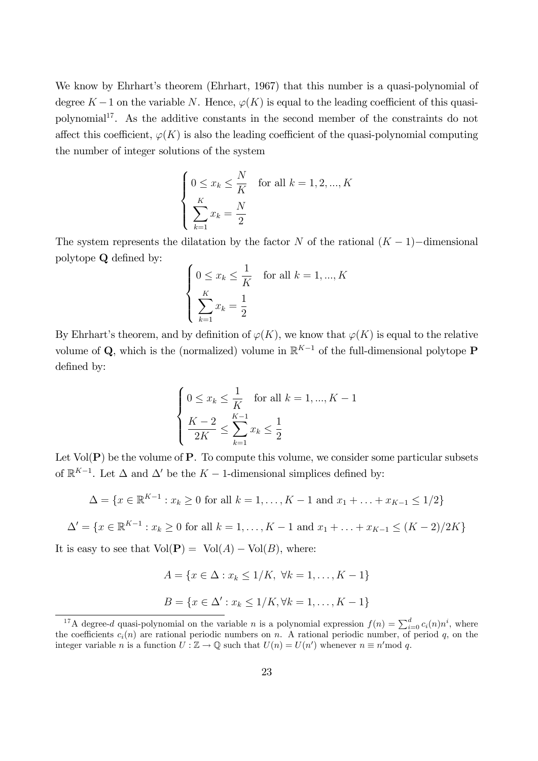We know by Ehrhart's theorem (Ehrhart, 1967) that this number is a quasi-polynomial of degree $K-1$ on the variable $N$. Hence, $\varphi(K)$ is equal to the leading coefficient of this quasi-polynomial[17]. As the additive constants in the second member of the constraints do not affect this coefficient, $\varphi(K)$ is also the leading coefficient of the quasi-polynomial computing the number of integer solutions of the system

$$\begin{cases} 0 \leq x_k \leq \dfrac{N}{K} \quad \text{for all } k = 1, 2, ..., K \\ \displaystyle\sum_{k=1}^{K} x_k = \dfrac{N}{2} \end{cases}$$

The system represents the dilatation by the factor $N$ of the rational $(K-1)-$dimensional polytope $\mathbf{Q}$ defined by:

$$\begin{cases} 0 \leq x_k \leq \dfrac{1}{K} \quad \text{for all } k = 1, ..., K \\ \displaystyle\sum_{k=1}^{K} x_k = \dfrac{1}{2} \end{cases}$$

By Ehrhart's theorem, and by definition of $\varphi(K)$, we know that $\varphi(K)$ is equal to the relative volume of $\mathbf{Q}$, which is the (normalized) volume in $\mathbb{R}^{K-1}$ of the full-dimensional polytope $\mathbf{P}$ defined by:

$$\begin{cases} 0 \leq x_k \leq \dfrac{1}{K} \quad \text{for all } k = 1, ..., K-1 \\ \dfrac{K-2}{2K} \leq \displaystyle\sum_{k=1}^{K-1} x_k \leq \dfrac{1}{2} \end{cases}$$

Let $\text{Vol}(\mathbf{P})$ be the volume of $\mathbf{P}$. To compute this volume, we consider some particular subsets of $\mathbb{R}^{K-1}$. Let $\Delta$ and $\Delta'$ be the $K-1$-dimensional simplices defined by:

$$\Delta = \{x \in \mathbb{R}^{K-1} : x_k \geq 0 \text{ for all } k = 1, \ldots, K-1 \text{ and } x_1 + \ldots + x_{K-1} \leq 1/2\}$$

$$\Delta' = \{x \in \mathbb{R}^{K-1} : x_k \geq 0 \text{ for all } k = 1, \ldots, K-1 \text{ and } x_1 + \ldots + x_{K-1} \leq (K-2)/2K\}$$

It is easy to see that $\text{Vol}(\mathbf{P}) = \text{Vol}(A) - \text{Vol}(B)$, where:

$$A = \{x \in \Delta : x_k \leq 1/K, \ \forall k = 1, \ldots, K-1\}$$

$$B = \{x \in \Delta' : x_k \leq 1/K, \forall k = 1, \ldots, K-1\}$$

[17] A degree-$d$ quasi-polynomial on the variable $n$ is a polynomial expression $f(n) = \sum_{i=0}^{d} c_i(n) n^i$, where the coefficients $c_i(n)$ are rational periodic numbers on $n$. A rational periodic number, of period $q$, on the integer variable $n$ is a function $U : \mathbb{Z} \to \mathbb{Q}$ such that $U(n) = U(n')$ whenever $n \equiv n' \text{mod } q$.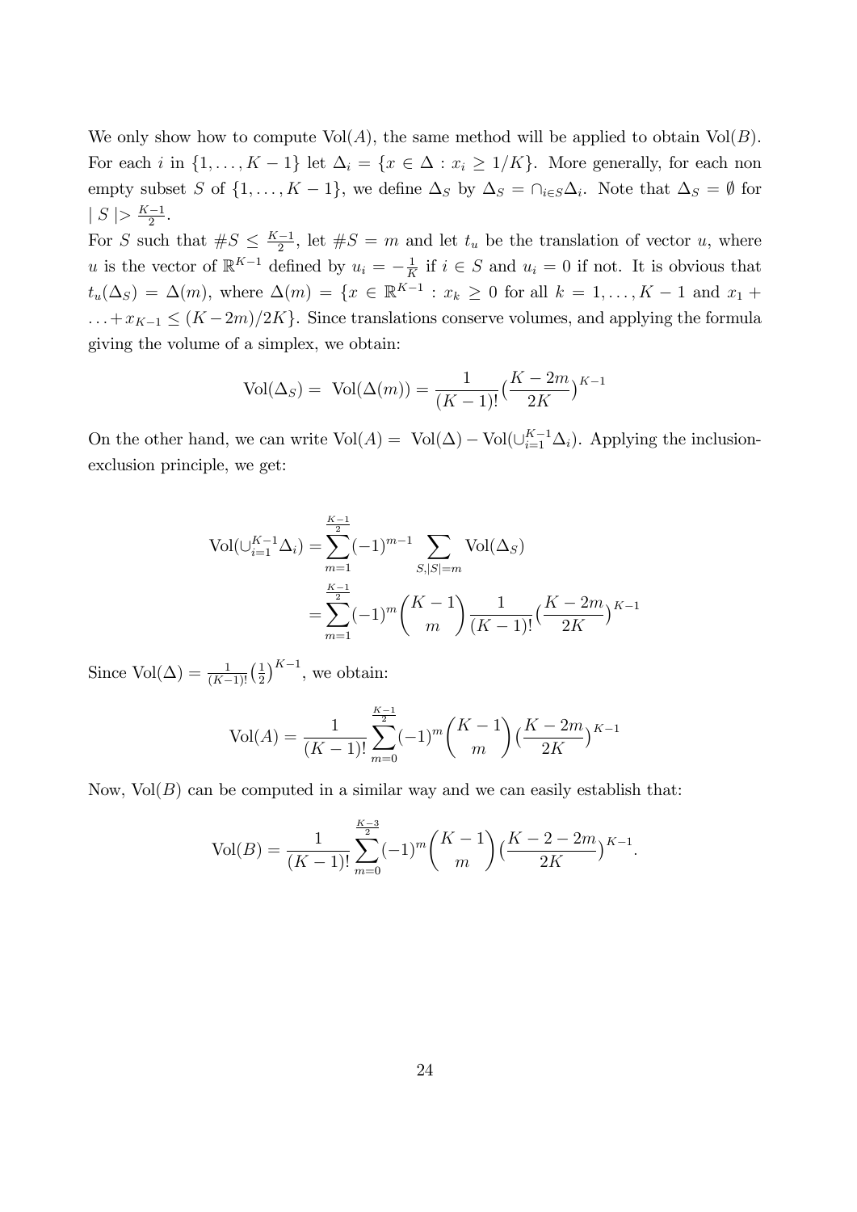We only show how to compute $\text{Vol}(A)$, the same method will be applied to obtain $\text{Vol}(B)$. For each $i$ in $\{1, \ldots, K-1\}$ let $\Delta_i = \{x \in \Delta : x_i \geq 1/K\}$. More generally, for each non empty subset $S$ of $\{1, \ldots, K-1\}$, we define $\Delta_S$ by $\Delta_S = \cap_{i \in S} \Delta_i$. Note that $\Delta_S = \emptyset$ for $\mid S \mid > \frac{K-1}{2}$.

For $S$ such that $\# S \leq \frac{K-1}{2}$, let $\# S = m$ and let $t_u$ be the translation of vector $u$, where $u$ is the vector of $\mathbb{R}^{K-1}$ defined by $u_i = -\frac{1}{K}$ if $i \in S$ and $u_i = 0$ if not. It is obvious that $t_u(\Delta_S) = \Delta(m)$, where $\Delta(m) = \{x \in \mathbb{R}^{K-1} : x_k \geq 0$ for all $k = 1, \ldots, K-1$ and $x_1 + \ldots + x_{K-1} \leq (K-2m)/2K\}$. Since translations conserve volumes, and applying the formula giving the volume of a simplex, we obtain:

$$\text{Vol}(\Delta_S) = \text{Vol}(\Delta(m)) = \frac{1}{(K-1)!} \big(\frac{K-2m}{2K}\big)^{K-1}$$

On the other hand, we can write $\text{Vol}(A) = \text{Vol}(\Delta) - \text{Vol}(\cup_{i=1}^{K-1} \Delta_i)$. Applying the inclusion-exclusion principle, we get:

$$\begin{aligned}
\text{Vol}(\cup_{i=1}^{K-1} \Delta_i) &= \sum_{m=1}^{\frac{K-1}{2}} (-1)^{m-1} \sum_{S, |S|=m} \text{Vol}(\Delta_S) \\
&= \sum_{m=1}^{\frac{K-1}{2}} (-1)^m \binom{K-1}{m} \frac{1}{(K-1)!} \big(\frac{K-2m}{2K}\big)^{K-1}
\end{aligned}$$

Since $\text{Vol}(\Delta) = \frac{1}{(K-1)!} \big(\frac{1}{2}\big)^{K-1}$, we obtain:

$$\text{Vol}(A) = \frac{1}{(K-1)!} \sum_{m=0}^{\frac{K-1}{2}} (-1)^m \binom{K-1}{m} \big(\frac{K-2m}{2K}\big)^{K-1}$$

Now, $\text{Vol}(B)$ can be computed in a similar way and we can easily establish that:

$$\text{Vol}(B) = \frac{1}{(K-1)!} \sum_{m=0}^{\frac{K-3}{2}} (-1)^m \binom{K-1}{m} \big(\frac{K-2-2m}{2K}\big)^{K-1}.$$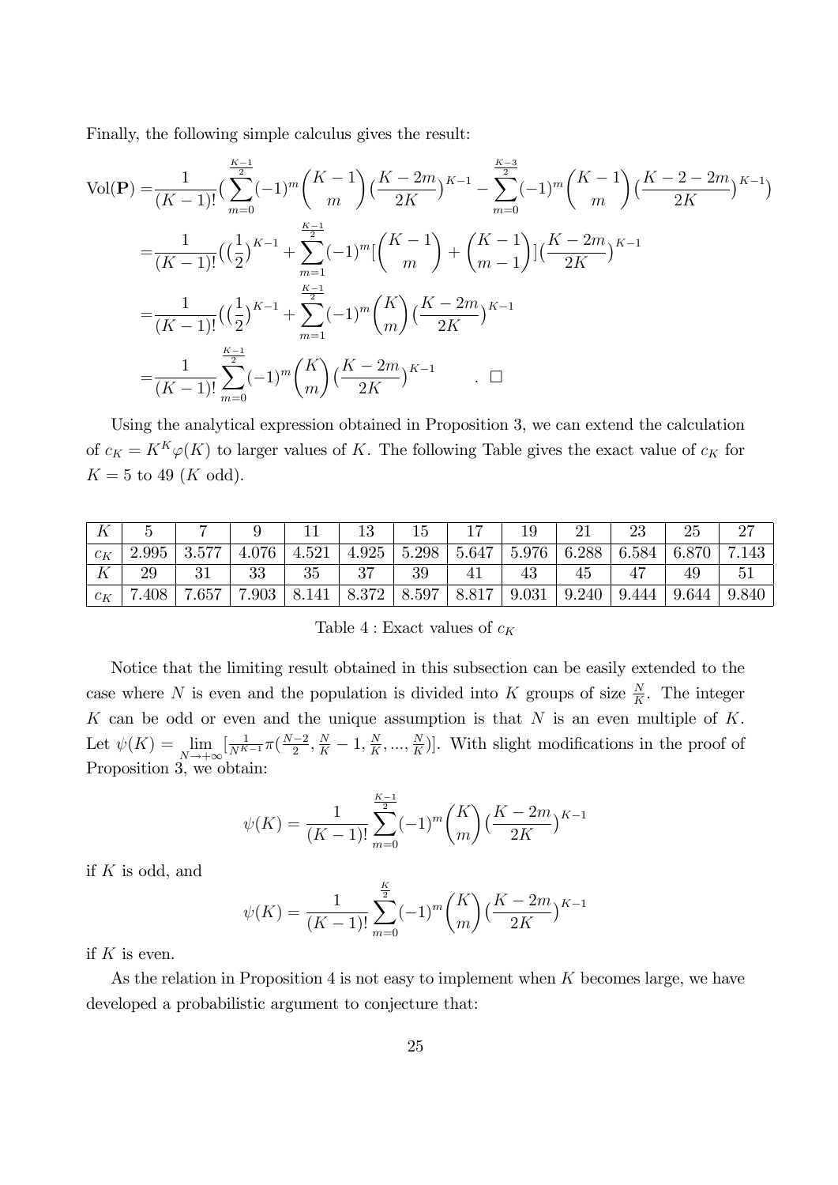Finally, the following simple calculus gives the result:

$$
\begin{aligned}
\mathrm{Vol}(\mathbf{P}) =& \frac{1}{(K-1)!}\Big(\sum_{m=0}^{\frac{K-1}{2}}(-1)^m\binom{K-1}{m}\big(\frac{K-2m}{2K}\big)^{K-1} - \sum_{m=0}^{\frac{K-3}{2}}(-1)^m\binom{K-1}{m}\big(\frac{K-2-2m}{2K}\big)^{K-1}\Big) \\
=& \frac{1}{(K-1)!}\Big(\big(\frac{1}{2}\big)^{K-1} + \sum_{m=1}^{\frac{K-1}{2}}(-1)^m\Big[\binom{K-1}{m}+\binom{K-1}{m-1}\Big]\big(\frac{K-2m}{2K}\big)^{K-1} \\
=& \frac{1}{(K-1)!}\Big(\big(\frac{1}{2}\big)^{K-1} + \sum_{m=1}^{\frac{K-1}{2}}(-1)^m\binom{K}{m}\big(\frac{K-2m}{2K}\big)^{K-1} \\
=& \frac{1}{(K-1)!}\sum_{m=0}^{\frac{K-1}{2}}(-1)^m\binom{K}{m}\big(\frac{K-2m}{2K}\big)^{K-1} \qquad . \ \square
\end{aligned}
$$

Using the analytical expression obtained in Proposition 3, we can extend the calculation of $c_K = K^K\varphi(K)$ to larger values of $K$. The following Table gives the exact value of $c_K$ for $K = 5$ to 49 ($K$ odd).

| $K$ | 5 | 7 | 9 | 11 | 13 | 15 | 17 | 19 | 21 | 23 | 25 | 27 |
|---|---|---|---|---|---|---|---|---|---|---|---|---|
| $c_K$ | 2.995 | 3.577 | 4.076 | 4.521 | 4.925 | 5.298 | 5.647 | 5.976 | 6.288 | 6.584 | 6.870 | 7.143 |
| $K$ | 29 | 31 | 33 | 35 | 37 | 39 | 41 | 43 | 45 | 47 | 49 | 51 |
| $c_K$ | 7.408 | 7.657 | 7.903 | 8.141 | 8.372 | 8.597 | 8.817 | 9.031 | 9.240 | 9.444 | 9.644 | 9.840 |

Table 4 : Exact values of $c_K$

Notice that the limiting result obtained in this subsection can be easily extended to the case where $N$ is even and the population is divided into $K$ groups of size $\frac{N}{K}$. The integer $K$ can be odd or even and the unique assumption is that $N$ is an even multiple of $K$. Let $\psi(K) = \lim_{N\to+\infty}[\frac{1}{N^{K-1}}\pi(\frac{N-2}{2}, \frac{N}{K}-1, \frac{N}{K}, ..., \frac{N}{K})]$. With slight modifications in the proof of Proposition 3, we obtain:

$$
\psi(K) = \frac{1}{(K-1)!}\sum_{m=0}^{\frac{K-1}{2}}(-1)^m\binom{K}{m}\big(\frac{K-2m}{2K}\big)^{K-1}
$$

if $K$ is odd, and

$$
\psi(K) = \frac{1}{(K-1)!}\sum_{m=0}^{\frac{K}{2}}(-1)^m\binom{K}{m}\big(\frac{K-2m}{2K}\big)^{K-1}
$$

if $K$ is even.

As the relation in Proposition 4 is not easy to implement when $K$ becomes large, we have developed a probabilistic argument to conjecture that: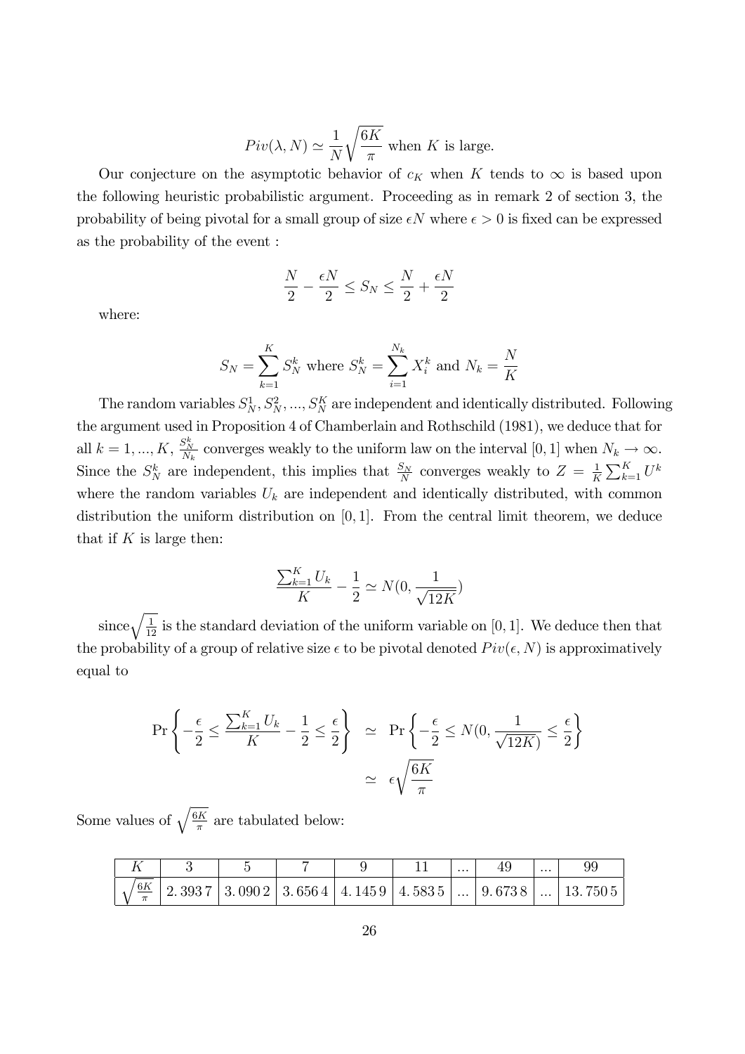$$Piv(\lambda, N) \simeq \frac{1}{N}\sqrt{\frac{6K}{\pi}} \text{ when } K \text{ is large.}$$

Our conjecture on the asymptotic behavior of $c_K$ when $K$ tends to $\infty$ is based upon the following heuristic probabilistic argument. Proceeding as in remark 2 of section 3, the probability of being pivotal for a small group of size $\epsilon N$ where $\epsilon > 0$ is fixed can be expressed as the probability of the event :

$$\frac{N}{2} - \frac{\epsilon N}{2} \leq S_N \leq \frac{N}{2} + \frac{\epsilon N}{2}$$

where:

$$S_N = \sum_{k=1}^{K} S_N^k \text{ where } S_N^k = \sum_{i=1}^{N_k} X_i^k \text{ and } N_k = \frac{N}{K}$$

The random variables $S_N^1, S_N^2, ..., S_N^K$ are independent and identically distributed. Following the argument used in Proposition 4 of Chamberlain and Rothschild (1981), we deduce that for all $k = 1, ..., K$, $\frac{S_N^k}{N_k}$ converges weakly to the uniform law on the interval $[0, 1]$ when $N_k \to \infty$. Since the $S_N^k$ are independent, this implies that $\frac{S_N}{N}$ converges weakly to $Z = \frac{1}{K}\sum_{k=1}^{K} U^k$ where the random variables $U_k$ are independent and identically distributed, with common distribution the uniform distribution on $[0, 1]$. From the central limit theorem, we deduce that if $K$ is large then:

$$\frac{\sum_{k=1}^{K} U_k}{K} - \frac{1}{2} \simeq N(0, \frac{1}{\sqrt{12K}})$$

since $\sqrt{\frac{1}{12}}$ is the standard deviation of the uniform variable on $[0, 1]$. We deduce then that the probability of a group of relative size $\epsilon$ to be pivotal denoted $Piv(\epsilon, N)$ is approximatively equal to

$$\begin{aligned} \Pr\left\{-\frac{\epsilon}{2} \leq \frac{\sum_{k=1}^{K} U_k}{K} - \frac{1}{2} \leq \frac{\epsilon}{2}\right\} &\simeq \Pr\left\{-\frac{\epsilon}{2} \leq N(0, \frac{1}{\sqrt{12K})} \leq \frac{\epsilon}{2}\right\} \\ &\simeq \epsilon\sqrt{\frac{6K}{\pi}} \end{aligned}$$

Some values of $\sqrt{\frac{6K}{\pi}}$ are tabulated below:

| $K$ | 3 | 5 | 7 | 9 | 11 | ... | 49 | ... | 99 |
|---|---|---|---|---|---|---|---|---|---|
| $\sqrt{\frac{6K}{\pi}}$ | 2.3937 | 3.0902 | 3.6564 | 4.1459 | 4.5835 | ... | 9.6738 | ... | 13.7505 |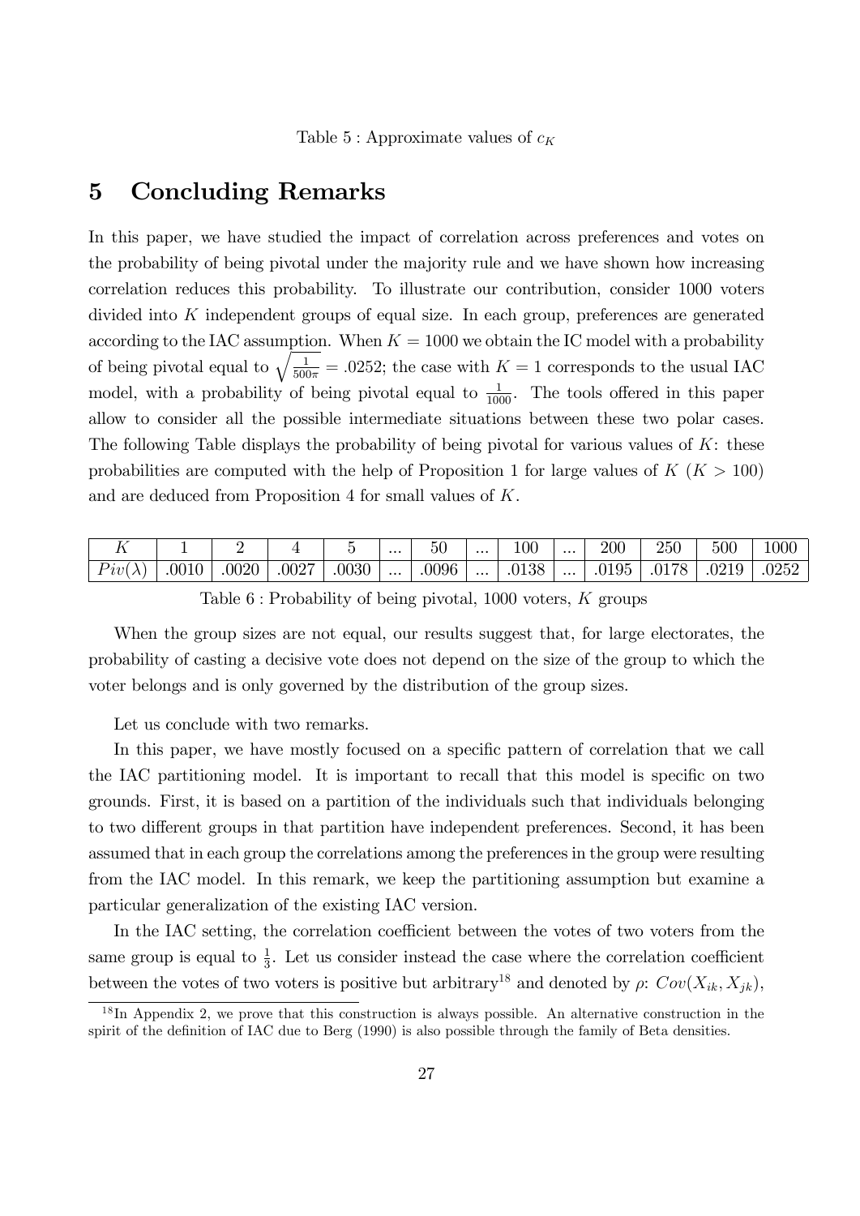Table 5 : Approximate values of $c_K$

## 5 Concluding Remarks

In this paper, we have studied the impact of correlation across preferences and votes on the probability of being pivotal under the majority rule and we have shown how increasing correlation reduces this probability. To illustrate our contribution, consider 1000 voters divided into $K$ independent groups of equal size. In each group, preferences are generated according to the IAC assumption. When $K = 1000$ we obtain the IC model with a probability of being pivotal equal to $\sqrt{\frac{1}{500\pi}} = .0252$; the case with $K = 1$ corresponds to the usual IAC model, with a probability of being pivotal equal to $\frac{1}{1000}$. The tools offered in this paper allow to consider all the possible intermediate situations between these two polar cases. The following Table displays the probability of being pivotal for various values of $K$: these probabilities are computed with the help of Proposition 1 for large values of $K$ ($K > 100$) and are deduced from Proposition 4 for small values of $K$.

| $K$ | 1 | 2 | 4 | 5 | ... | 50 | ... | 100 | ... | 200 | 250 | 500 | 1000 |
|---|---|---|---|---|---|---|---|---|---|---|---|---|---|
| $Piv(\lambda)$ | .0010 | .0020 | .0027 | .0030 | ... | .0096 | ... | .0138 | ... | .0195 | .0178 | .0219 | .0252 |

Table 6 : Probability of being pivotal, 1000 voters, $K$ groups

When the group sizes are not equal, our results suggest that, for large electorates, the probability of casting a decisive vote does not depend on the size of the group to which the voter belongs and is only governed by the distribution of the group sizes.

Let us conclude with two remarks.

In this paper, we have mostly focused on a specific pattern of correlation that we call the IAC partitioning model. It is important to recall that this model is specific on two grounds. First, it is based on a partition of the individuals such that individuals belonging to two different groups in that partition have independent preferences. Second, it has been assumed that in each group the correlations among the preferences in the group were resulting from the IAC model. In this remark, we keep the partitioning assumption but examine a particular generalization of the existing IAC version.

In the IAC setting, the correlation coefficient between the votes of two voters from the same group is equal to $\frac{1}{3}$. Let us consider instead the case where the correlation coefficient between the votes of two voters is positive but arbitrary[18] and denoted by $\rho$: $Cov(X_{ik}, X_{jk})$,

[18] In Appendix 2, we prove that this construction is always possible. An alternative construction in the spirit of the definition of IAC due to Berg (1990) is also possible through the family of Beta densities.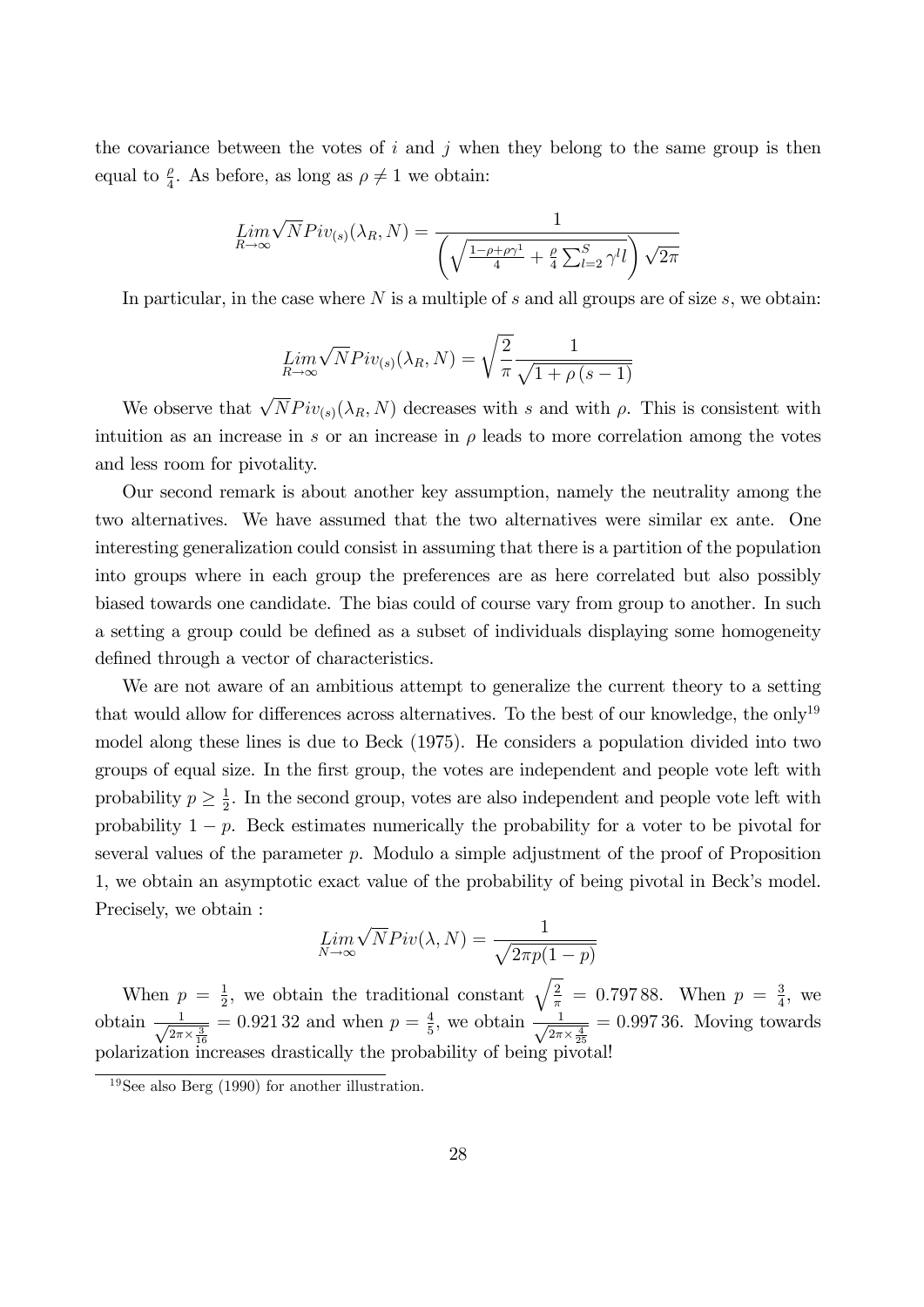the covariance between the votes of $i$ and $j$ when they belong to the same group is then equal to $\frac{\rho}{4}$. As before, as long as $\rho \neq 1$ we obtain:

$$\underset{R \to \infty}{Lim} \sqrt{N} Piv_{(s)}(\lambda_R, N) = \frac{1}{\left(\sqrt{\frac{1-\rho+\rho\gamma^1}{4} + \frac{\rho}{4}\sum_{l=2}^{S} \gamma^l l}\right)\sqrt{2\pi}}$$

In particular, in the case where $N$ is a multiple of $s$ and all groups are of size $s$, we obtain:

$$\underset{R \to \infty}{Lim} \sqrt{N} Piv_{(s)}(\lambda_R, N) = \sqrt{\frac{2}{\pi}} \frac{1}{\sqrt{1+\rho\,(s-1)}}$$

We observe that $\sqrt{N} Piv_{(s)}(\lambda_R, N)$ decreases with $s$ and with $\rho$. This is consistent with intuition as an increase in $s$ or an increase in $\rho$ leads to more correlation among the votes and less room for pivotality.

Our second remark is about another key assumption, namely the neutrality among the two alternatives. We have assumed that the two alternatives were similar ex ante. One interesting generalization could consist in assuming that there is a partition of the population into groups where in each group the preferences are as here correlated but also possibly biased towards one candidate. The bias could of course vary from group to another. In such a setting a group could be defined as a subset of individuals displaying some homogeneity defined through a vector of characteristics.

We are not aware of an ambitious attempt to generalize the current theory to a setting that would allow for differences across alternatives. To the best of our knowledge, the only[19] model along these lines is due to Beck (1975). He considers a population divided into two groups of equal size. In the first group, the votes are independent and people vote left with probability $p \geq \frac{1}{2}$. In the second group, votes are also independent and people vote left with probability $1-p$. Beck estimates numerically the probability for a voter to be pivotal for several values of the parameter $p$. Modulo a simple adjustment of the proof of Proposition 1, we obtain an asymptotic exact value of the probability of being pivotal in Beck's model. Precisely, we obtain :

$$\underset{N \to \infty}{Lim} \sqrt{N} Piv(\lambda, N) = \frac{1}{\sqrt{2\pi p(1-p)}}$$

When $p = \frac{1}{2}$, we obtain the traditional constant $\sqrt{\frac{2}{\pi}} = 0.797\,88$. When $p = \frac{3}{4}$, we obtain $\frac{1}{\sqrt{2\pi \times \frac{3}{16}}} = 0.921\,32$ and when $p = \frac{4}{5}$, we obtain $\frac{1}{\sqrt{2\pi \times \frac{4}{25}}} = 0.997\,36$. Moving towards polarization increases drastically the probability of being pivotal!

[19] See also Berg (1990) for another illustration.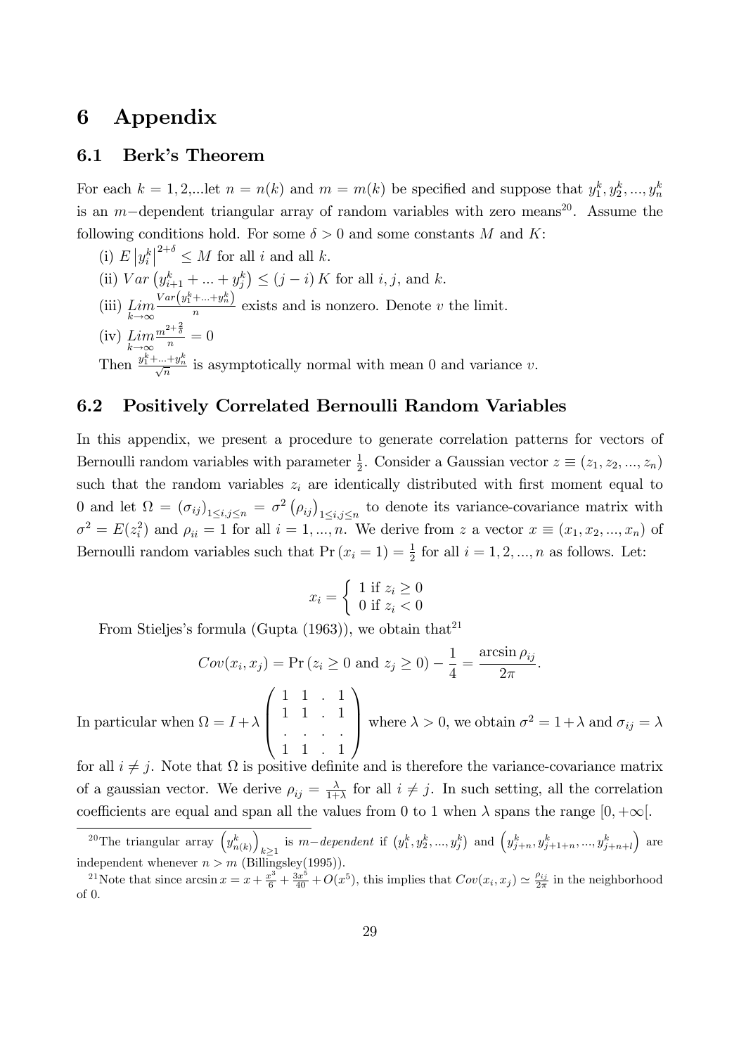# 6 Appendix

## 6.1 Berk's Theorem

For each $k = 1, 2, ...$let $n = n(k)$ and $m = m(k)$ be specified and suppose that $y_1^k, y_2^k, ..., y_n^k$ is an $m-$dependent triangular array of random variables with zero means[20]. Assume the following conditions hold. For some $\delta > 0$ and some constants $M$ and $K$:

(i) $E\left|y_i^k\right|^{2+\delta} \leq M$ for all $i$ and all $k$.

(ii) $Var\left(y_{i+1}^k + ... + y_j^k\right) \leq (j-i)K$ for all $i, j$, and $k$.

(iii) $\underset{k\to\infty}{Lim}\frac{Var\left(y_1^k+...+y_n^k\right)}{n}$ exists and is nonzero. Denote $v$ the limit.

(iv) $\underset{k\to\infty}{Lim}\frac{m^{2+\frac{2}{\delta}}}{n} = 0$

Then $\frac{y_1^k+...+y_n^k}{\sqrt{n}}$ is asymptotically normal with mean 0 and variance $v$.

## 6.2 Positively Correlated Bernoulli Random Variables

In this appendix, we present a procedure to generate correlation patterns for vectors of Bernoulli random variables with parameter $\frac{1}{2}$. Consider a Gaussian vector $z \equiv (z_1, z_2, ..., z_n)$ such that the random variables $z_i$ are identically distributed with first moment equal to 0 and let $\Omega = (\sigma_{ij})_{1\leq i,j\leq n} = \sigma^2 (\rho_{ij})_{1\leq i,j\leq n}$ to denote its variance-covariance matrix with $\sigma^2 = E(z_i^2)$ and $\rho_{ii} = 1$ for all $i = 1, ..., n$. We derive from $z$ a vector $x \equiv (x_1, x_2, ..., x_n)$ of Bernoulli random variables such that $\Pr(x_i = 1) = \frac{1}{2}$ for all $i = 1, 2, ..., n$ as follows. Let:

$$x_i = \begin{cases} 1 \text{ if } z_i \geq 0 \\ 0 \text{ if } z_i < 0 \end{cases}$$

From Stieljes's formula (Gupta (1963)), we obtain that[21]

$$Cov(x_i, x_j) = \Pr(z_i \geq 0 \text{ and } z_j \geq 0) - \frac{1}{4} = \frac{\arcsin \rho_{ij}}{2\pi}.$$

In particular when $\Omega = I + \lambda \begin{pmatrix} 1 & 1 & . & 1 \\ 1 & 1 & . & 1 \\ . & . & . & . \\ 1 & 1 & . & 1 \end{pmatrix}$ where $\lambda > 0$, we obtain $\sigma^2 = 1+\lambda$ and $\sigma_{ij} = \lambda$ for all $i \neq j$. Note that $\Omega$ is positive definite and is therefore the variance-covariance matrix of a gaussian vector. We derive $\rho_{ij} = \frac{\lambda}{1+\lambda}$ for all $i \neq j$. In such setting, all the correlation coefficients are equal and span all the values from 0 to 1 when $\lambda$ spans the range $[0, +\infty[$.

---

[20] The triangular array $\left(y_{n(k)}^k\right)_{k\geq 1}$ is $m-dependent$ if $\left(y_1^k, y_2^k, ..., y_j^k\right)$ and $\left(y_{j+n}^k, y_{j+1+n}^k, ..., y_{j+n+l}^k\right)$ are independent whenever $n > m$ (Billingsley(1995)).

[21] Note that since $\arcsin x = x + \frac{x^3}{6} + \frac{3x^5}{40} + O(x^5)$, this implies that $Cov(x_i, x_j) \simeq \frac{\rho_{ij}}{2\pi}$ in the neighborhood of 0.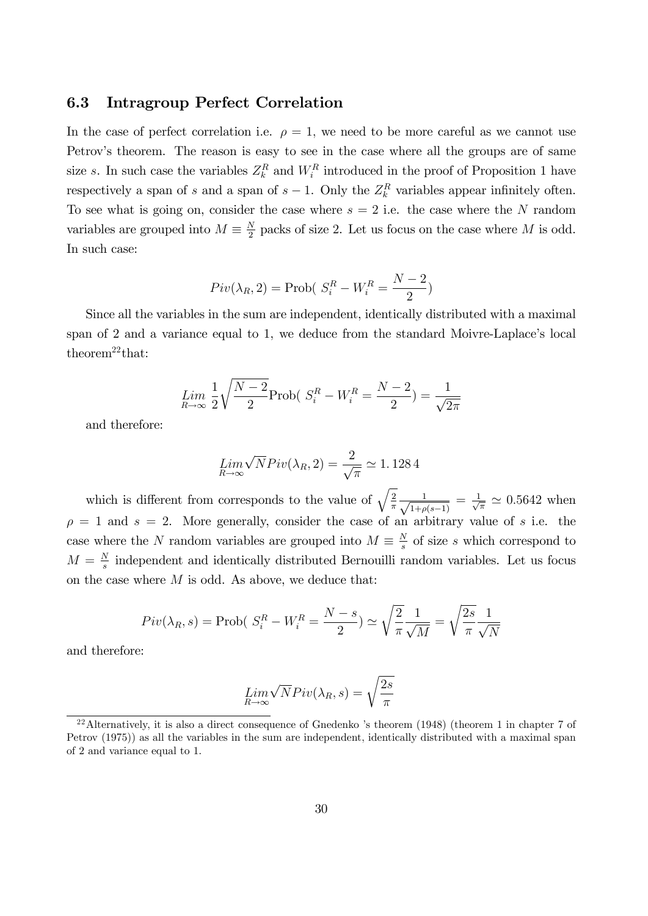### 6.3 Intragroup Perfect Correlation

In the case of perfect correlation i.e. $\rho = 1$, we need to be more careful as we cannot use Petrov's theorem. The reason is easy to see in the case where all the groups are of same size $s$. In such case the variables $Z_k^R$ and $W_i^R$ introduced in the proof of Proposition 1 have respectively a span of $s$ and a span of $s-1$. Only the $Z_k^R$ variables appear infinitely often. To see what is going on, consider the case where $s = 2$ i.e. the case where the $N$ random variables are grouped into $M \equiv \frac{N}{2}$ packs of size 2. Let us focus on the case where $M$ is odd. In such case:

$$Piv(\lambda_R, 2) = \text{Prob}(\ S_i^R - W_i^R = \frac{N-2}{2})$$

Since all the variables in the sum are independent, identically distributed with a maximal span of 2 and a variance equal to 1, we deduce from the standard Moivre-Laplace's local theorem[22]that:

$$\underset{R \to \infty}{Lim}\ \frac{1}{2}\sqrt{\frac{N-2}{2}}\text{Prob}(\ S_i^R - W_i^R = \frac{N-2}{2}) = \frac{1}{\sqrt{2\pi}}$$

and therefore:

$$\underset{R \to \infty}{Lim}\sqrt{N}Piv(\lambda_R, 2) = \frac{2}{\sqrt{\pi}} \simeq 1.128\,4$$

which is different from corresponds to the value of $\sqrt{\frac{2}{\pi}}\frac{1}{\sqrt{1+\rho(s-1)}} = \frac{1}{\sqrt{\pi}} \simeq 0.5642$ when $\rho = 1$ and $s = 2$. More generally, consider the case of an arbitrary value of $s$ i.e. the case where the $N$ random variables are grouped into $M \equiv \frac{N}{s}$ of size $s$ which correspond to $M = \frac{N}{s}$ independent and identically distributed Bernouilli random variables. Let us focus on the case where $M$ is odd. As above, we deduce that:

$$Piv(\lambda_R, s) = \text{Prob}(\ S_i^R - W_i^R = \frac{N-s}{2}) \simeq \sqrt{\frac{2}{\pi}}\frac{1}{\sqrt{M}} = \sqrt{\frac{2s}{\pi}}\frac{1}{\sqrt{N}}$$

and therefore:

$$\underset{R \to \infty}{Lim}\sqrt{N}Piv(\lambda_R, s) = \sqrt{\frac{2s}{\pi}}$$

[22]Alternatively, it is also a direct consequence of Gnedenko 's theorem (1948) (theorem 1 in chapter 7 of Petrov (1975)) as all the variables in the sum are independent, identically distributed with a maximal span of 2 and variance equal to 1.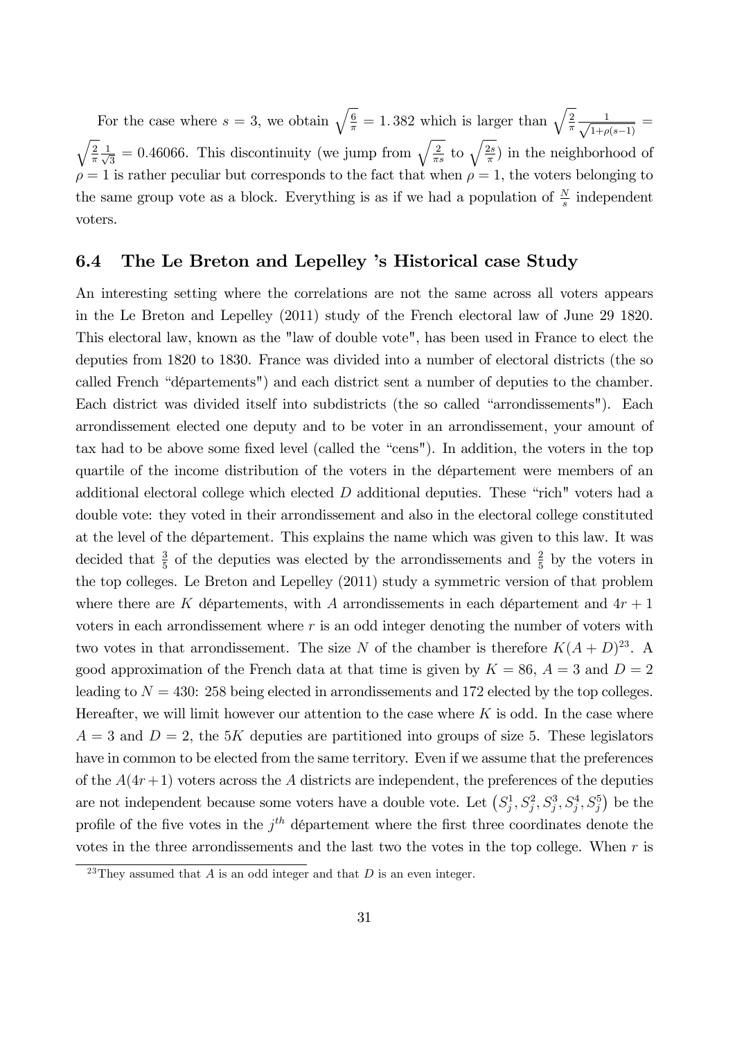For the case where $s = 3$, we obtain $\sqrt{\frac{6}{\pi}} = 1.382$ which is larger than $\sqrt{\frac{2}{\pi}}\frac{1}{\sqrt{1+\rho(s-1)}} = \sqrt{\frac{2}{\pi}}\frac{1}{\sqrt{3}} = 0.46066$. This discontinuity (we jump from $\sqrt{\frac{2}{\pi s}}$ to $\sqrt{\frac{2s}{\pi}}$) in the neighborhood of $\rho = 1$ is rather peculiar but corresponds to the fact that when $\rho = 1$, the voters belonging to the same group vote as a block. Everything is as if we had a population of $\frac{N}{s}$ independent voters.

### 6.4 The Le Breton and Lepelley 's Historical case Study

An interesting setting where the correlations are not the same across all voters appears in the Le Breton and Lepelley (2011) study of the French electoral law of June 29 1820. This electoral law, known as the "law of double vote", has been used in France to elect the deputies from 1820 to 1830. France was divided into a number of electoral districts (the so called French "départements") and each district sent a number of deputies to the chamber. Each district was divided itself into subdistricts (the so called "arrondissements"). Each arrondissement elected one deputy and to be voter in an arrondissement, your amount of tax had to be above some fixed level (called the "cens"). In addition, the voters in the top quartile of the income distribution of the voters in the département were members of an additional electoral college which elected $D$ additional deputies. These "rich" voters had a double vote: they voted in their arrondissement and also in the electoral college constituted at the level of the département. This explains the name which was given to this law. It was decided that $\frac{3}{5}$ of the deputies was elected by the arrondissements and $\frac{2}{5}$ by the voters in the top colleges. Le Breton and Lepelley (2011) study a symmetric version of that problem where there are $K$ départements, with $A$ arrondissements in each département and $4r + 1$ voters in each arrondissement where $r$ is an odd integer denoting the number of voters with two votes in that arrondissement. The size $N$ of the chamber is therefore $K(A + D)$[23]. A good approximation of the French data at that time is given by $K = 86$, $A = 3$ and $D = 2$ leading to $N = 430$: 258 being elected in arrondissements and 172 elected by the top colleges. Hereafter, we will limit however our attention to the case where $K$ is odd. In the case where $A = 3$ and $D = 2$, the $5K$ deputies are partitioned into groups of size 5. These legislators have in common to be elected from the same territory. Even if we assume that the preferences of the $A(4r+1)$ voters across the $A$ districts are independent, the preferences of the deputies are not independent because some voters have a double vote. Let $\left(S_j^1, S_j^2, S_j^3, S_j^4, S_j^5\right)$ be the profile of the five votes in the $j^{th}$ département where the first three coordinates denote the votes in the three arrondissements and the last two the votes in the top college. When $r$ is

[23]They assumed that $A$ is an odd integer and that $D$ is an even integer.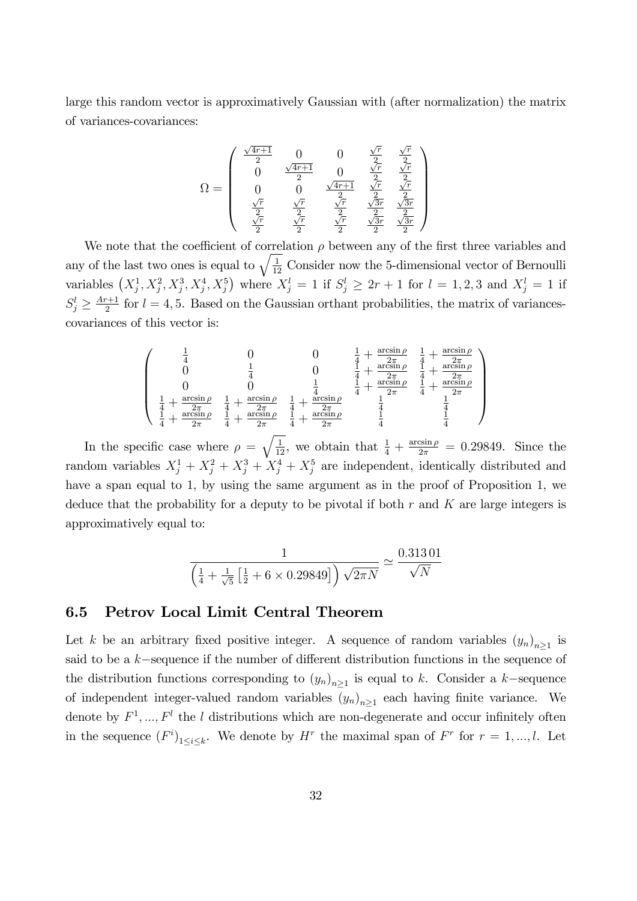large this random vector is approximatively Gaussian with (after normalization) the matrix of variances-covariances:

$$\Omega = \begin{pmatrix} \frac{\sqrt{4r+1}}{2} & 0 & 0 & \frac{\sqrt{r}}{2} & \frac{\sqrt{r}}{2} \\ 0 & \frac{\sqrt{4r+1}}{2} & 0 & \frac{\sqrt{r}}{2} & \frac{\sqrt{r}}{2} \\ 0 & 0 & \frac{\sqrt{4r+1}}{2} & \frac{\sqrt{r}}{2} & \frac{\sqrt{r}}{2} \\ \frac{\sqrt{r}}{2} & \frac{\sqrt{r}}{2} & \frac{\sqrt{r}}{2} & \frac{\sqrt{3r}}{2} & \frac{\sqrt{3r}}{2} \\ \frac{\sqrt{r}}{2} & \frac{\sqrt{r}}{2} & \frac{\sqrt{r}}{2} & \frac{\sqrt{3r}}{2} & \frac{\sqrt{3r}}{2} \end{pmatrix}$$

We note that the coefficient of correlation $\rho$ between any of the first three variables and any of the last two ones is equal to $\sqrt{\frac{1}{12}}$ Consider now the 5-dimensional vector of Bernoulli variables $\left(X_j^1, X_j^2, X_j^3, X_j^4, X_j^5\right)$ where $X_j^l = 1$ if $S_j^l \geq 2r+1$ for $l = 1, 2, 3$ and $X_j^l = 1$ if $S_j^l \geq \frac{Ar+1}{2}$ for $l = 4, 5$. Based on the Gaussian orthant probabilities, the matrix of variances-covariances of this vector is:

$$\begin{pmatrix} \frac{1}{4} & 0 & 0 & \frac{1}{4} + \frac{\arcsin \rho}{2\pi} & \frac{1}{4} + \frac{\arcsin \rho}{2\pi} \\ 0 & \frac{1}{4} & 0 & \frac{1}{4} + \frac{\arcsin \rho}{2\pi} & \frac{1}{4} + \frac{\arcsin \rho}{2\pi} \\ 0 & 0 & \frac{1}{4} & \frac{1}{4} + \frac{\arcsin \rho}{2\pi} & \frac{1}{4} + \frac{\arcsin \rho}{2\pi} \\ \frac{1}{4} + \frac{\arcsin \rho}{2\pi} & \frac{1}{4} + \frac{\arcsin \rho}{2\pi} & \frac{1}{4} + \frac{\arcsin \rho}{2\pi} & \frac{1}{4} & \frac{1}{4} \\ \frac{1}{4} + \frac{\arcsin \rho}{2\pi} & \frac{1}{4} + \frac{\arcsin \rho}{2\pi} & \frac{1}{4} + \frac{\arcsin \rho}{2\pi} & \frac{1}{4} & \frac{1}{4} \end{pmatrix}$$

In the specific case where $\rho = \sqrt{\frac{1}{12}}$, we obtain that $\frac{1}{4} + \frac{\arcsin \rho}{2\pi} = 0.29849$. Since the random variables $X_j^1 + X_j^2 + X_j^3 + X_j^4 + X_j^5$ are independent, identically distributed and have a span equal to 1, by using the same argument as in the proof of Proposition 1, we deduce that the probability for a deputy to be pivotal if both $r$ and $K$ are large integers is approximatively equal to:

$$\frac{1}{\left(\frac{1}{4} + \frac{1}{\sqrt{5}}\left[\frac{1}{2} + 6 \times 0.29849\right]\right)\sqrt{2\pi N}} \simeq \frac{0.313\,01}{\sqrt{N}}$$

## 6.5 Petrov Local Limit Central Theorem

Let $k$ be an arbitrary fixed positive integer. A sequence of random variables $(y_n)_{n\geq 1}$ is said to be a $k-$sequence if the number of different distribution functions in the sequence of the distribution functions corresponding to $(y_n)_{n\geq 1}$ is equal to $k$. Consider a $k-$sequence of independent integer-valued random variables $(y_n)_{n\geq 1}$ each having finite variance. We denote by $F^1, ..., F^l$ the $l$ distributions which are non-degenerate and occur infinitely often in the sequence $(F^i)_{1\leq i\leq k}$. We denote by $H^r$ the maximal span of $F^r$ for $r = 1, ..., l$. Let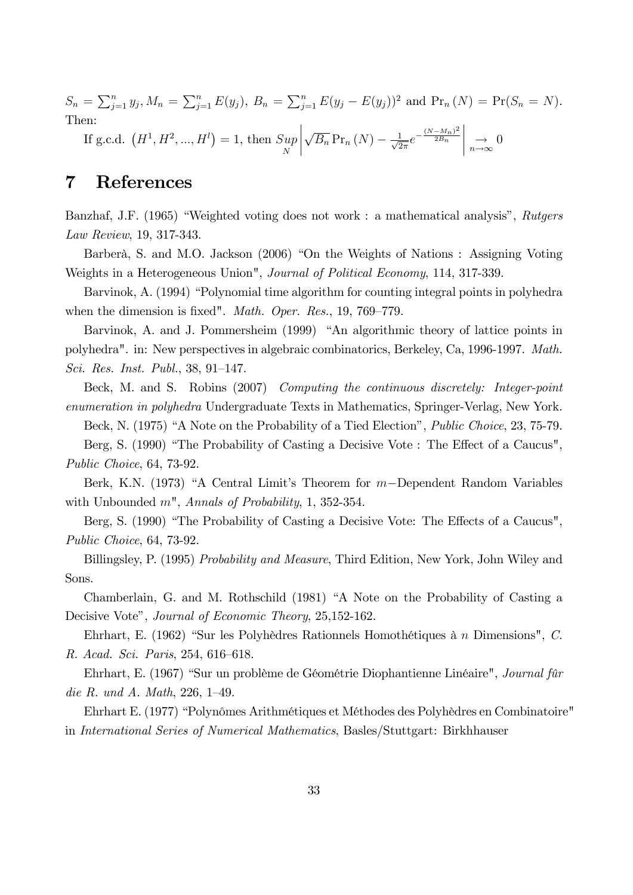$S_n = \sum_{j=1}^{n} y_j$, $M_n = \sum_{j=1}^{n} E(y_j)$, $B_n = \sum_{j=1}^{n} E(y_j - E(y_j))^2$ and $\Pr_n(N) = \Pr(S_n = N)$. Then:

If g.c.d. $\left(H^1, H^2, ..., H^l\right) = 1$, then $\underset{N}{Sup}\left|\sqrt{B_n}\Pr_n(N) - \frac{1}{\sqrt{2\pi}}e^{-\frac{(N-M_n)^2}{2B_n}}\right| \underset{n\to\infty}{\to} 0$

# 7 References

Banzhaf, J.F. (1965) "Weighted voting does not work : a mathematical analysis", *Rutgers Law Review*, 19, 317-343.

Barberà, S. and M.O. Jackson (2006) "On the Weights of Nations : Assigning Voting Weights in a Heterogeneous Union", *Journal of Political Economy*, 114, 317-339.

Barvinok, A. (1994) "Polynomial time algorithm for counting integral points in polyhedra when the dimension is fixed". *Math. Oper. Res.*, 19, 769–779.

Barvinok, A. and J. Pommersheim (1999) "An algorithmic theory of lattice points in polyhedra". in: New perspectives in algebraic combinatorics, Berkeley, Ca, 1996-1997. *Math. Sci. Res. Inst. Publ.*, 38, 91–147.

Beck, M. and S. Robins (2007) *Computing the continuous discretely: Integer-point enumeration in polyhedra* Undergraduate Texts in Mathematics, Springer-Verlag, New York.

Beck, N. (1975) "A Note on the Probability of a Tied Election", *Public Choice*, 23, 75-79.

Berg, S. (1990) "The Probability of Casting a Decisive Vote : The Effect of a Caucus", *Public Choice*, 64, 73-92.

Berk, K.N. (1973) "A Central Limit's Theorem for $m-$Dependent Random Variables with Unbounded $m$", *Annals of Probability*, 1, 352-354.

Berg, S. (1990) "The Probability of Casting a Decisive Vote: The Effects of a Caucus", *Public Choice*, 64, 73-92.

Billingsley, P. (1995) *Probability and Measure*, Third Edition, New York, John Wiley and Sons.

Chamberlain, G. and M. Rothschild (1981) "A Note on the Probability of Casting a Decisive Vote", *Journal of Economic Theory*, 25,152-162.

Ehrhart, E. (1962) "Sur les Polyhèdres Rationnels Homothétiques à $n$ Dimensions", *C. R. Acad. Sci. Paris*, 254, 616–618.

Ehrhart, E. (1967) "Sur un problème de Géométrie Diophantienne Linéaire", *Journal fûr die R. und A. Math*, 226, 1–49.

Ehrhart E. (1977) "Polynômes Arithmétiques et Méthodes des Polyhèdres en Combinatoire" in *International Series of Numerical Mathematics*, Basles/Stuttgart: Birkhhauser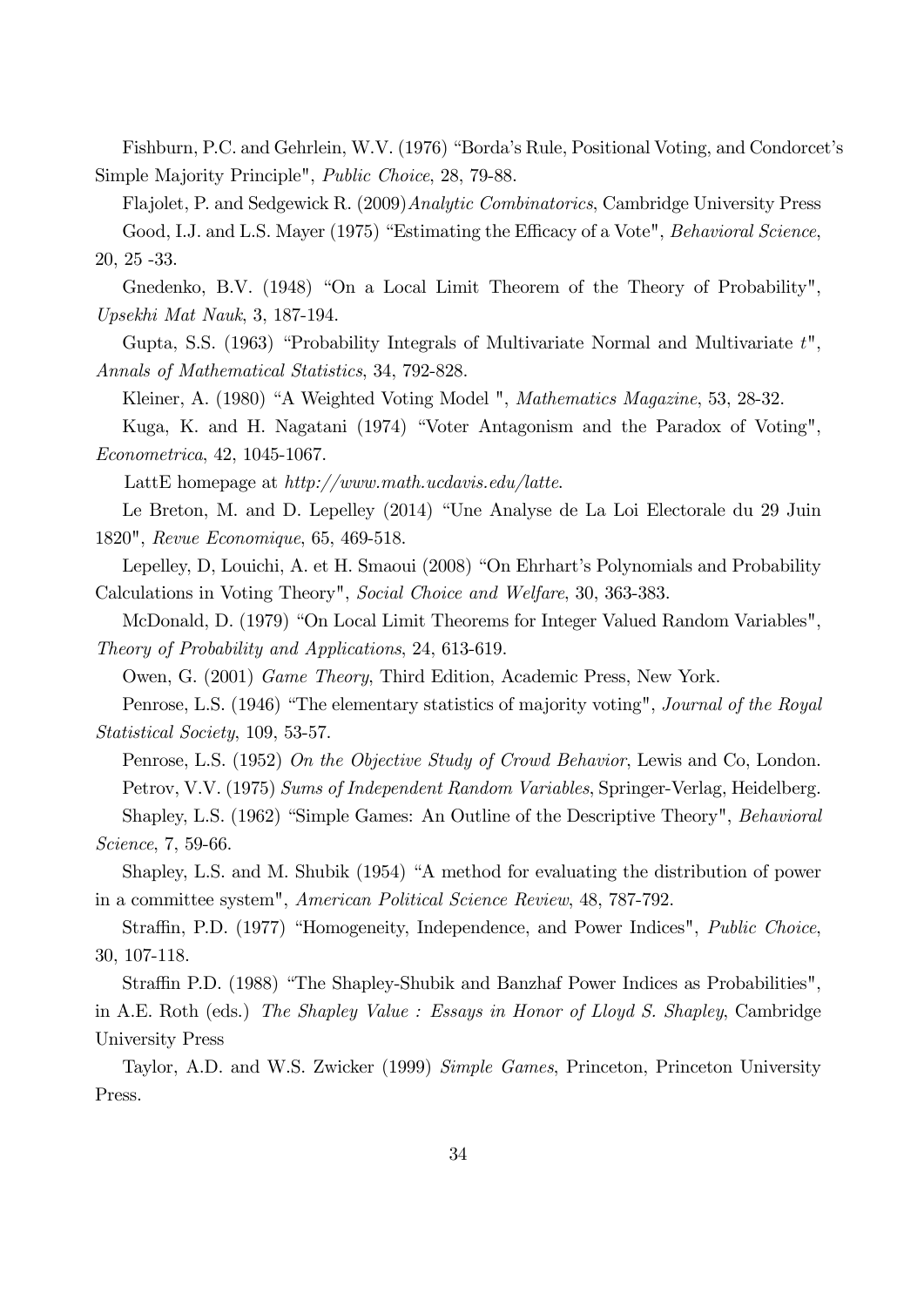Fishburn, P.C. and Gehrlein, W.V. (1976) "Borda's Rule, Positional Voting, and Condorcet's Simple Majority Principle", *Public Choice*, 28, 79-88.

Flajolet, P. and Sedgewick R. (2009) *Analytic Combinatorics*, Cambridge University Press

Good, I.J. and L.S. Mayer (1975) "Estimating the Efficacy of a Vote", *Behavioral Science*, 20, 25 -33.

Gnedenko, B.V. (1948) "On a Local Limit Theorem of the Theory of Probability", *Upsekhi Mat Nauk*, 3, 187-194.

Gupta, S.S. (1963) "Probability Integrals of Multivariate Normal and Multivariate $t$", *Annals of Mathematical Statistics*, 34, 792-828.

Kleiner, A. (1980) "A Weighted Voting Model ", *Mathematics Magazine*, 53, 28-32.

Kuga, K. and H. Nagatani (1974) "Voter Antagonism and the Paradox of Voting", *Econometrica*, 42, 1045-1067.

LattE homepage at *http://www.math.ucdavis.edu/latte*.

Le Breton, M. and D. Lepelley (2014) "Une Analyse de La Loi Electorale du 29 Juin 1820", *Revue Economique*, 65, 469-518.

Lepelley, D, Louichi, A. et H. Smaoui (2008) "On Ehrhart's Polynomials and Probability Calculations in Voting Theory", *Social Choice and Welfare*, 30, 363-383.

McDonald, D. (1979) "On Local Limit Theorems for Integer Valued Random Variables", *Theory of Probability and Applications*, 24, 613-619.

Owen, G. (2001) *Game Theory*, Third Edition, Academic Press, New York.

Penrose, L.S. (1946) "The elementary statistics of majority voting", *Journal of the Royal Statistical Society*, 109, 53-57.

Penrose, L.S. (1952) *On the Objective Study of Crowd Behavior*, Lewis and Co, London.

Petrov, V.V. (1975) *Sums of Independent Random Variables*, Springer-Verlag, Heidelberg.

Shapley, L.S. (1962) "Simple Games: An Outline of the Descriptive Theory", *Behavioral Science*, 7, 59-66.

Shapley, L.S. and M. Shubik (1954) "A method for evaluating the distribution of power in a committee system", *American Political Science Review*, 48, 787-792.

Straffin, P.D. (1977) "Homogeneity, Independence, and Power Indices", *Public Choice*, 30, 107-118.

Straffin P.D. (1988) "The Shapley-Shubik and Banzhaf Power Indices as Probabilities", in A.E. Roth (eds.) *The Shapley Value : Essays in Honor of Lloyd S. Shapley*, Cambridge University Press

Taylor, A.D. and W.S. Zwicker (1999) *Simple Games*, Princeton, Princeton University Press.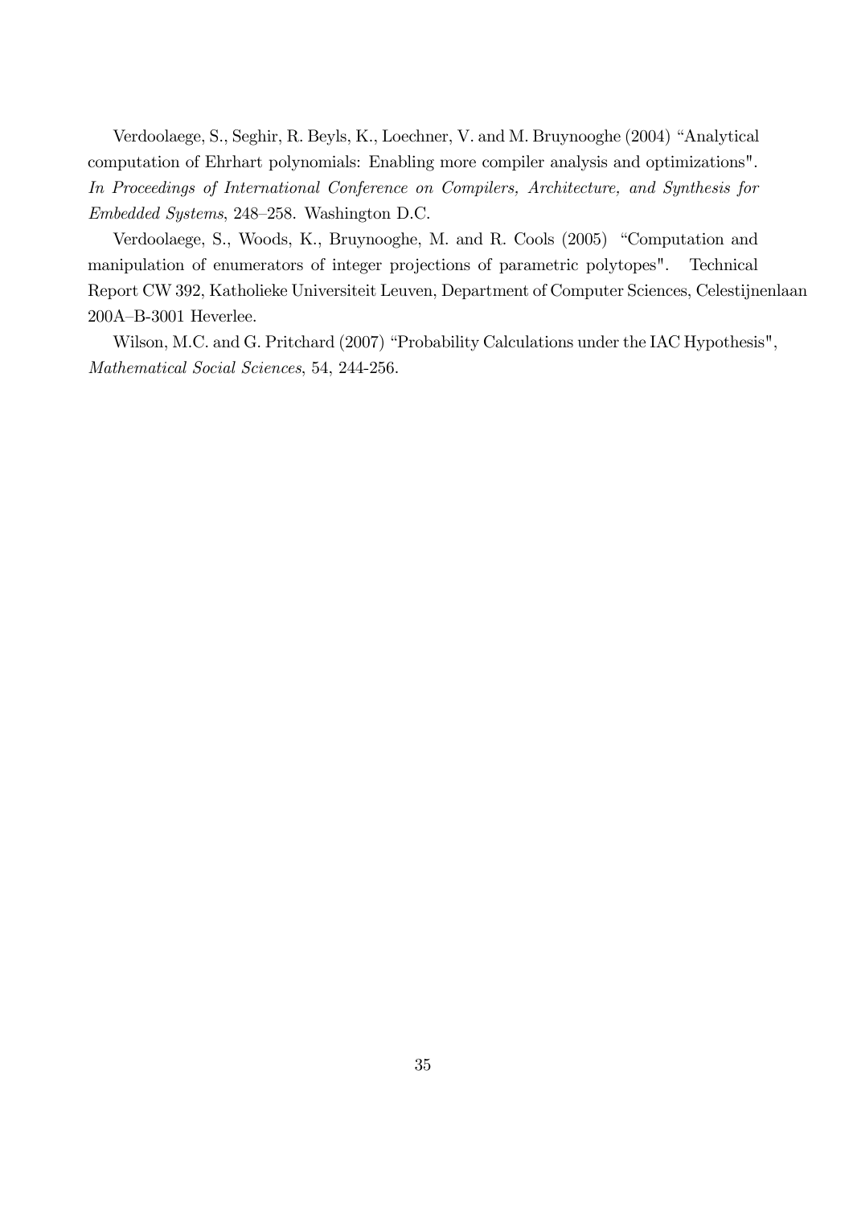Verdoolaege, S., Seghir, R. Beyls, K., Loechner, V. and M. Bruynooghe (2004) "Analytical computation of Ehrhart polynomials: Enabling more compiler analysis and optimizations". *In Proceedings of International Conference on Compilers, Architecture, and Synthesis for Embedded Systems*, 248–258. Washington D.C.

Verdoolaege, S., Woods, K., Bruynooghe, M. and R. Cools (2005) "Computation and manipulation of enumerators of integer projections of parametric polytopes". Technical Report CW 392, Katholieke Universiteit Leuven, Department of Computer Sciences, Celestijnenlaan 200A–B-3001 Heverlee.

Wilson, M.C. and G. Pritchard (2007) "Probability Calculations under the IAC Hypothesis", *Mathematical Social Sciences*, 54, 244-256.